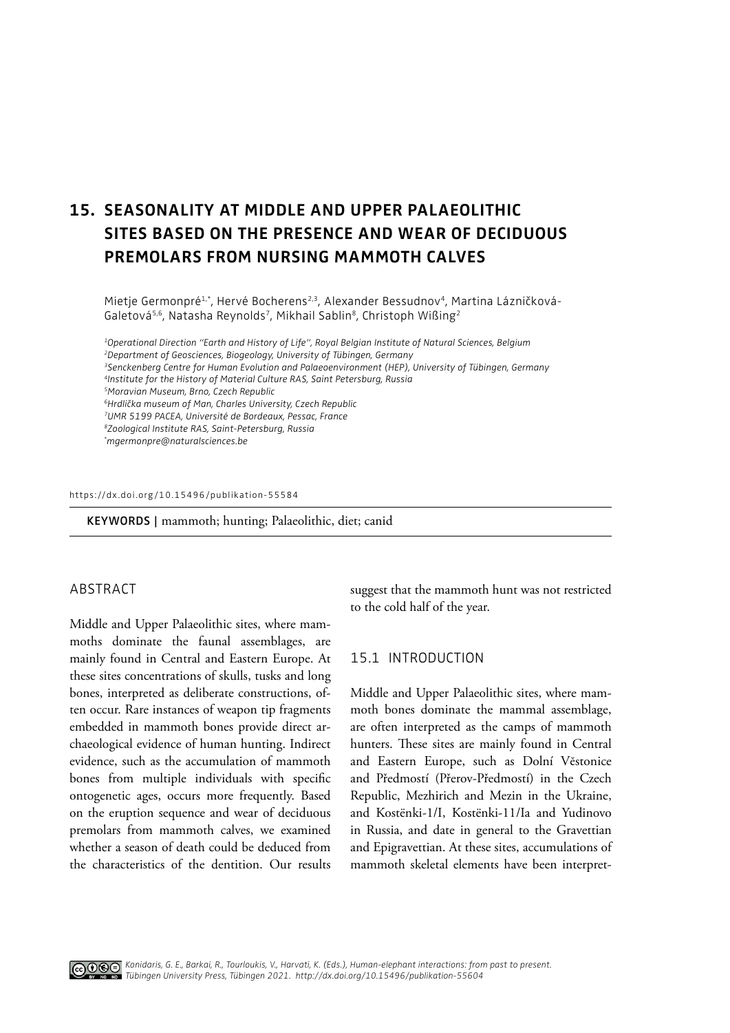# 15. SEASONALITY AT MIDDLE AND UPPER PALAEOLITHIC SITES BASED ON THE PRESENCE AND WEAR OF DECIDUOUS PREMOLARS FROM NURSING MAMMOTH CALVES

Mietje Germonpré[1,*], Hervé Bocherens[2,3], Alexander Bessudnov[4], Martina Lázničková-Galetová[5,6], Natasha Reynolds[7], Mikhail Sablin[8], Christoph Wißing[2]

[1]*Operational Direction "Earth and History of Life", Royal Belgian Institute of Natural Sciences, Belgium*
[2]*Department of Geosciences, Biogeology, University of Tübingen, Germany*
[3]*Senckenberg Centre for Human Evolution and Palaeoenvironment (HEP), University of Tübingen, Germany*
[4]*Institute for the History of Material Culture RAS, Saint Petersburg, Russia*
[5]*Moravian Museum, Brno, Czech Republic*
[6]*Hrdlička museum of Man, Charles University, Czech Republic*
[7]*UMR 5199 PACEA, Université de Bordeaux, Pessac, France*
[8]*Zoological Institute RAS, Saint-Petersburg, Russia*
[*]*mgermonpre@naturalsciences.be*

https://dx.doi.org/10.15496/publikation-55584

**KEYWORDS |** mammoth; hunting; Palaeolithic, diet; canid

## ABSTRACT

Middle and Upper Palaeolithic sites, where mammoths dominate the faunal assemblages, are mainly found in Central and Eastern Europe. At these sites concentrations of skulls, tusks and long bones, interpreted as deliberate constructions, often occur. Rare instances of weapon tip fragments embedded in mammoth bones provide direct archaeological evidence of human hunting. Indirect evidence, such as the accumulation of mammoth bones from multiple individuals with specific ontogenetic ages, occurs more frequently. Based on the eruption sequence and wear of deciduous premolars from mammoth calves, we examined whether a season of death could be deduced from the characteristics of the dentition. Our results suggest that the mammoth hunt was not restricted to the cold half of the year.

## 15.1 INTRODUCTION

Middle and Upper Palaeolithic sites, where mammoth bones dominate the mammal assemblage, are often interpreted as the camps of mammoth hunters. These sites are mainly found in Central and Eastern Europe, such as Dolní Věstonice and Předmostí (Přerov-Předmostí) in the Czech Republic, Mezhirich and Mezin in the Ukraine, and Kostënki-1/I, Kostënki-11/Ia and Yudinovo in Russia, and date in general to the Gravettian and Epigravettian. At these sites, accumulations of mammoth skeletal elements have been interpret-

*Konidaris, G. E., Barkai, R., Tourloukis, V., Harvati, K. (Eds.), Human-elephant interactions: from past to present. Tübingen University Press, Tübingen 2021. http://dx.doi.org/10.15496/publikation-55604*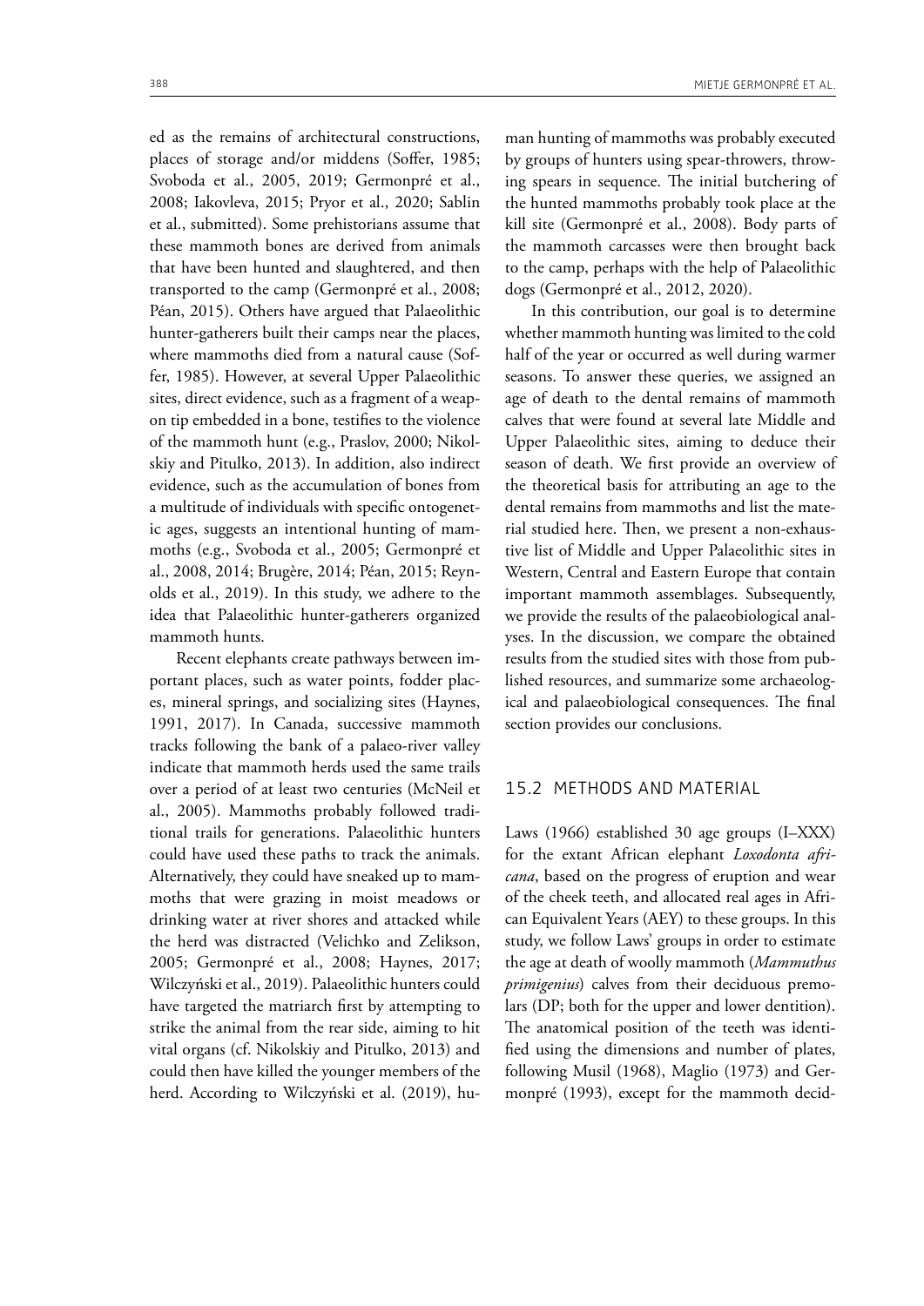ed as the remains of architectural constructions, places of storage and/or middens (Soffer, 1985; Svoboda et al., 2005, 2019; Germonpré et al., 2008; Iakovleva, 2015; Pryor et al., 2020; Sablin et al., submitted). Some prehistorians assume that these mammoth bones are derived from animals that have been hunted and slaughtered, and then transported to the camp (Germonpré et al., 2008; Péan, 2015). Others have argued that Palaeolithic hunter-gatherers built their camps near the places, where mammoths died from a natural cause (Soffer, 1985). However, at several Upper Palaeolithic sites, direct evidence, such as a fragment of a weapon tip embedded in a bone, testifies to the violence of the mammoth hunt (e.g., Praslov, 2000; Nikolskiy and Pitulko, 2013). In addition, also indirect evidence, such as the accumulation of bones from a multitude of individuals with specific ontogenetic ages, suggests an intentional hunting of mammoths (e.g., Svoboda et al., 2005; Germonpré et al., 2008, 2014; Brugère, 2014; Péan, 2015; Reynolds et al., 2019). In this study, we adhere to the idea that Palaeolithic hunter-gatherers organized mammoth hunts.

Recent elephants create pathways between important places, such as water points, fodder places, mineral springs, and socializing sites (Haynes, 1991, 2017). In Canada, successive mammoth tracks following the bank of a palaeo-river valley indicate that mammoth herds used the same trails over a period of at least two centuries (McNeil et al., 2005). Mammoths probably followed traditional trails for generations. Palaeolithic hunters could have used these paths to track the animals. Alternatively, they could have sneaked up to mammoths that were grazing in moist meadows or drinking water at river shores and attacked while the herd was distracted (Velichko and Zelikson, 2005; Germonpré et al., 2008; Haynes, 2017; Wilczyński et al., 2019). Palaeolithic hunters could have targeted the matriarch first by attempting to strike the animal from the rear side, aiming to hit vital organs (cf. Nikolskiy and Pitulko, 2013) and could then have killed the younger members of the herd. According to Wilczyński et al. (2019), human hunting of mammoths was probably executed by groups of hunters using spear-throwers, throwing spears in sequence. The initial butchering of the hunted mammoths probably took place at the kill site (Germonpré et al., 2008). Body parts of the mammoth carcasses were then brought back to the camp, perhaps with the help of Palaeolithic dogs (Germonpré et al., 2012, 2020).

In this contribution, our goal is to determine whether mammoth hunting was limited to the cold half of the year or occurred as well during warmer seasons. To answer these queries, we assigned an age of death to the dental remains of mammoth calves that were found at several late Middle and Upper Palaeolithic sites, aiming to deduce their season of death. We first provide an overview of the theoretical basis for attributing an age to the dental remains from mammoths and list the material studied here. Then, we present a non-exhaustive list of Middle and Upper Palaeolithic sites in Western, Central and Eastern Europe that contain important mammoth assemblages. Subsequently, we provide the results of the palaeobiological analyses. In the discussion, we compare the obtained results from the studied sites with those from published resources, and summarize some archaeological and palaeobiological consequences. The final section provides our conclusions.

## 15.2 METHODS AND MATERIAL

Laws (1966) established 30 age groups (I–XXX) for the extant African elephant *Loxodonta africana*, based on the progress of eruption and wear of the cheek teeth, and allocated real ages in African Equivalent Years (AEY) to these groups. In this study, we follow Laws' groups in order to estimate the age at death of woolly mammoth (*Mammuthus primigenius*) calves from their deciduous premolars (DP; both for the upper and lower dentition). The anatomical position of the teeth was identified using the dimensions and number of plates, following Musil (1968), Maglio (1973) and Germonpré (1993), except for the mammoth decid-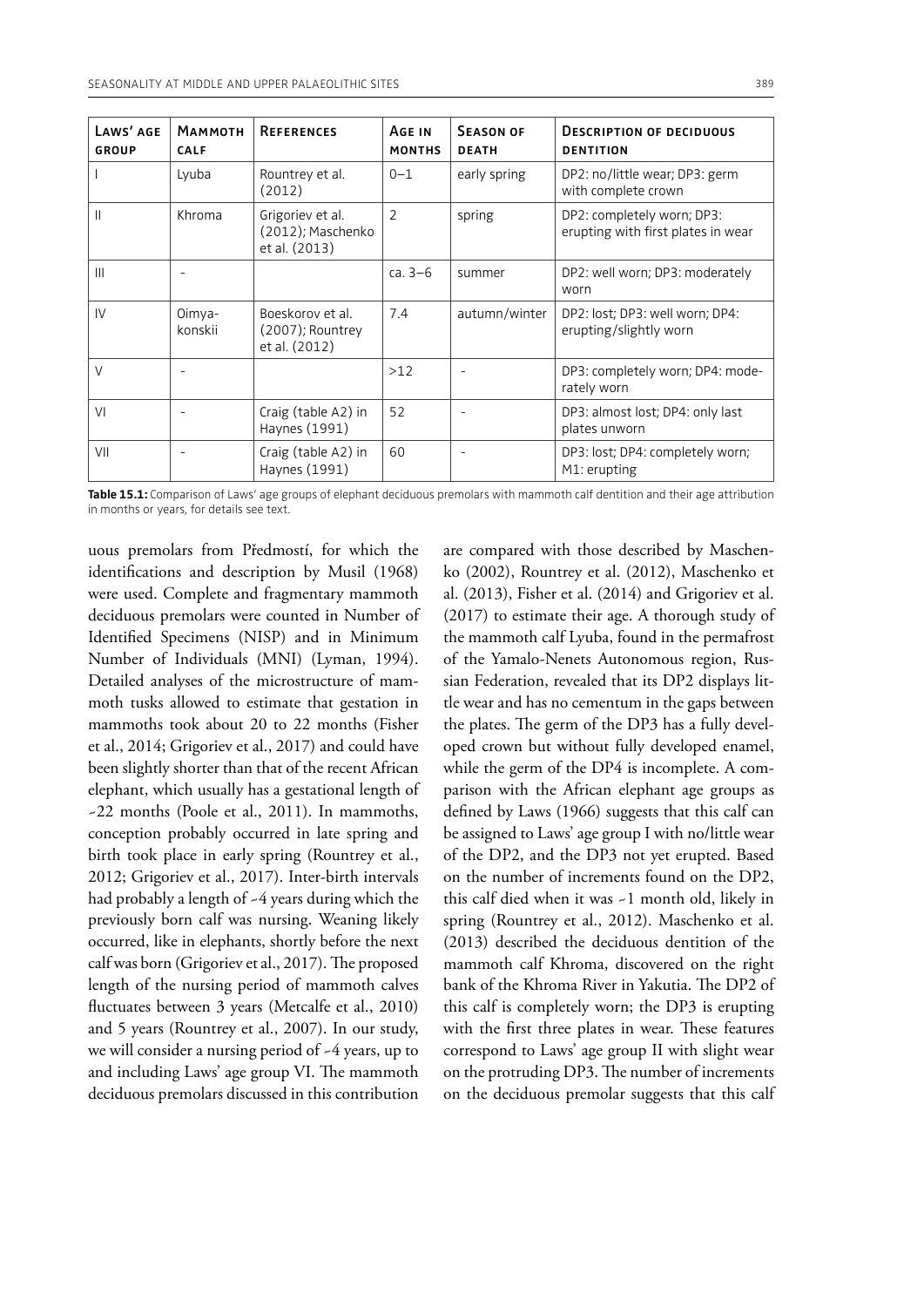| Laws' age group | Mammoth calf | References | Age in months | Season of death | Description of deciduous dentition |
|---|---|---|---|---|---|
| I | Lyuba | Rountrey et al. (2012) | 0–1 | early spring | DP2: no/little wear; DP3: germ with complete crown |
| II | Khroma | Grigoriev et al. (2012); Maschenko et al. (2013) | 2 | spring | DP2: completely worn; DP3: erupting with first plates in wear |
| III | - | | ca. 3–6 | summer | DP2: well worn; DP3: moderately worn |
| IV | Oimya-konskii | Boeskorov et al. (2007); Rountrey et al. (2012) | 7.4 | autumn/winter | DP2: lost; DP3: well worn; DP4: erupting/slightly worn |
| V | - | | >12 | - | DP3: completely worn; DP4: moderately worn |
| VI | - | Craig (table A2) in Haynes (1991) | 52 | - | DP3: almost lost; DP4: only last plates unworn |
| VII | - | Craig (table A2) in Haynes (1991) | 60 | - | DP3: lost; DP4: completely worn; M1: erupting |

**Table 15.1:** Comparison of Laws' age groups of elephant deciduous premolars with mammoth calf dentition and their age attribution in months or years, for details see text.

uous premolars from Předmostí, for which the identifications and description by Musil (1968) were used. Complete and fragmentary mammoth deciduous premolars were counted in Number of Identified Specimens (NISP) and in Minimum Number of Individuals (MNI) (Lyman, 1994). Detailed analyses of the microstructure of mammoth tusks allowed to estimate that gestation in mammoths took about 20 to 22 months (Fisher et al., 2014; Grigoriev et al., 2017) and could have been slightly shorter than that of the recent African elephant, which usually has a gestational length of ~22 months (Poole et al., 2011). In mammoths, conception probably occurred in late spring and birth took place in early spring (Rountrey et al., 2012; Grigoriev et al., 2017). Inter-birth intervals had probably a length of ~4 years during which the previously born calf was nursing. Weaning likely occurred, like in elephants, shortly before the next calf was born (Grigoriev et al., 2017). The proposed length of the nursing period of mammoth calves fluctuates between 3 years (Metcalfe et al., 2010) and 5 years (Rountrey et al., 2007). In our study, we will consider a nursing period of ~4 years, up to and including Laws' age group VI. The mammoth deciduous premolars discussed in this contribution are compared with those described by Maschenko (2002), Rountrey et al. (2012), Maschenko et al. (2013), Fisher et al. (2014) and Grigoriev et al. (2017) to estimate their age. A thorough study of the mammoth calf Lyuba, found in the permafrost of the Yamalo-Nenets Autonomous region, Russian Federation, revealed that its DP2 displays little wear and has no cementum in the gaps between the plates. The germ of the DP3 has a fully developed crown but without fully developed enamel, while the germ of the DP4 is incomplete. A comparison with the African elephant age groups as defined by Laws (1966) suggests that this calf can be assigned to Laws' age group I with no/little wear of the DP2, and the DP3 not yet erupted. Based on the number of increments found on the DP2, this calf died when it was ~1 month old, likely in spring (Rountrey et al., 2012). Maschenko et al. (2013) described the deciduous dentition of the mammoth calf Khroma, discovered on the right bank of the Khroma River in Yakutia. The DP2 of this calf is completely worn; the DP3 is erupting with the first three plates in wear. These features correspond to Laws' age group II with slight wear on the protruding DP3. The number of increments on the deciduous premolar suggests that this calf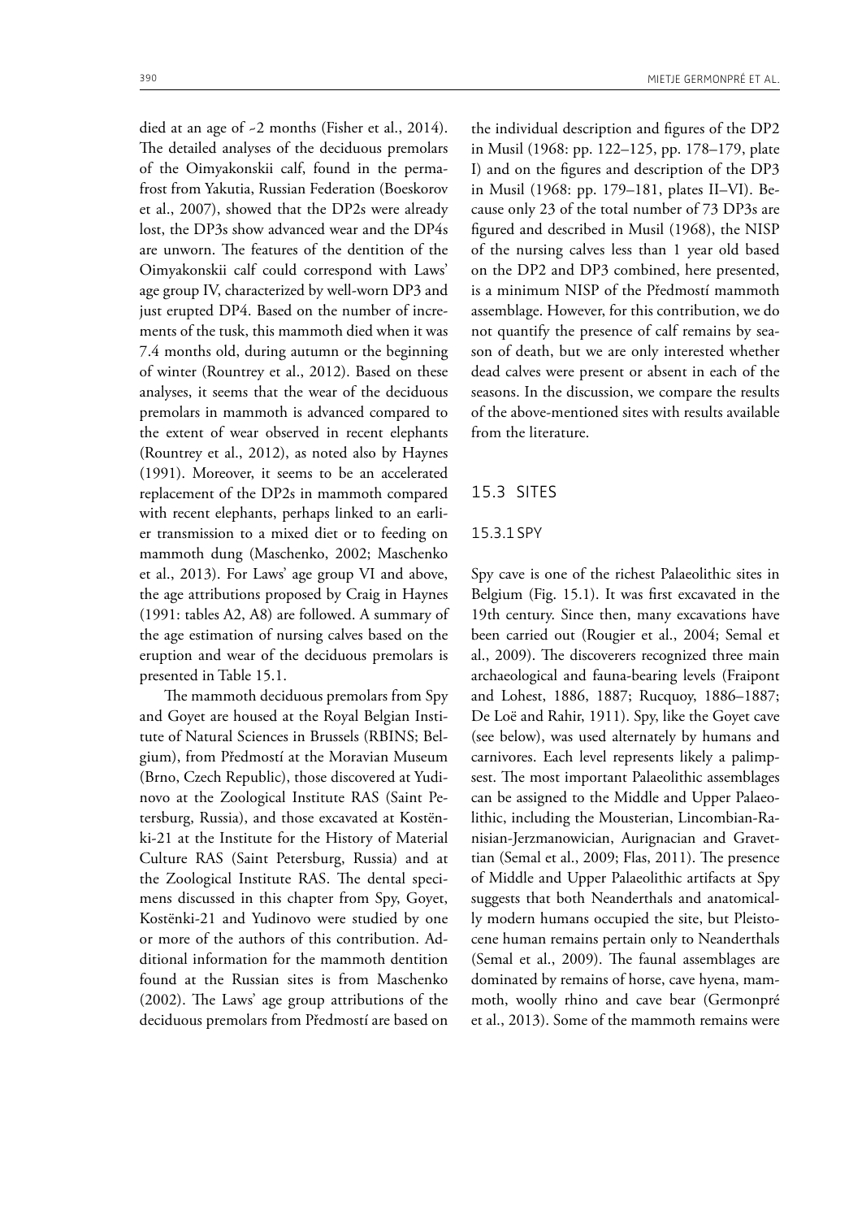died at an age of ~2 months (Fisher et al., 2014). The detailed analyses of the deciduous premolars of the Oimyakonskii calf, found in the permafrost from Yakutia, Russian Federation (Boeskorov et al., 2007), showed that the DP2s were already lost, the DP3s show advanced wear and the DP4s are unworn. The features of the dentition of the Oimyakonskii calf could correspond with Laws' age group IV, characterized by well-worn DP3 and just erupted DP4. Based on the number of increments of the tusk, this mammoth died when it was 7.4 months old, during autumn or the beginning of winter (Rountrey et al., 2012). Based on these analyses, it seems that the wear of the deciduous premolars in mammoth is advanced compared to the extent of wear observed in recent elephants (Rountrey et al., 2012), as noted also by Haynes (1991). Moreover, it seems to be an accelerated replacement of the DP2s in mammoth compared with recent elephants, perhaps linked to an earlier transmission to a mixed diet or to feeding on mammoth dung (Maschenko, 2002; Maschenko et al., 2013). For Laws' age group VI and above, the age attributions proposed by Craig in Haynes (1991: tables A2, A8) are followed. A summary of the age estimation of nursing calves based on the eruption and wear of the deciduous premolars is presented in Table 15.1.

The mammoth deciduous premolars from Spy and Goyet are housed at the Royal Belgian Institute of Natural Sciences in Brussels (RBINS; Belgium), from Předmostí at the Moravian Museum (Brno, Czech Republic), those discovered at Yudinovo at the Zoological Institute RAS (Saint Petersburg, Russia), and those excavated at Kostënki-21 at the Institute for the History of Material Culture RAS (Saint Petersburg, Russia) and at the Zoological Institute RAS. The dental specimens discussed in this chapter from Spy, Goyet, Kostënki-21 and Yudinovo were studied by one or more of the authors of this contribution. Additional information for the mammoth dentition found at the Russian sites is from Maschenko (2002). The Laws' age group attributions of the deciduous premolars from Předmostí are based on the individual description and figures of the DP2 in Musil (1968: pp. 122–125, pp. 178–179, plate I) and on the figures and description of the DP3 in Musil (1968: pp. 179–181, plates II–VI). Because only 23 of the total number of 73 DP3s are figured and described in Musil (1968), the NISP of the nursing calves less than 1 year old based on the DP2 and DP3 combined, here presented, is a minimum NISP of the Předmostí mammoth assemblage. However, for this contribution, we do not quantify the presence of calf remains by season of death, but we are only interested whether dead calves were present or absent in each of the seasons. In the discussion, we compare the results of the above-mentioned sites with results available from the literature.

## 15.3 SITES

### 15.3.1 SPY

Spy cave is one of the richest Palaeolithic sites in Belgium (Fig. 15.1). It was first excavated in the 19th century. Since then, many excavations have been carried out (Rougier et al., 2004; Semal et al., 2009). The discoverers recognized three main archaeological and fauna-bearing levels (Fraipont and Lohest, 1886, 1887; Rucquoy, 1886–1887; De Loë and Rahir, 1911). Spy, like the Goyet cave (see below), was used alternately by humans and carnivores. Each level represents likely a palimpsest. The most important Palaeolithic assemblages can be assigned to the Middle and Upper Palaeolithic, including the Mousterian, Lincombian-Ranisian-Jerzmanowician, Aurignacian and Gravettian (Semal et al., 2009; Flas, 2011). The presence of Middle and Upper Palaeolithic artifacts at Spy suggests that both Neanderthals and anatomically modern humans occupied the site, but Pleistocene human remains pertain only to Neanderthals (Semal et al., 2009). The faunal assemblages are dominated by remains of horse, cave hyena, mammoth, woolly rhino and cave bear (Germonpré et al., 2013). Some of the mammoth remains were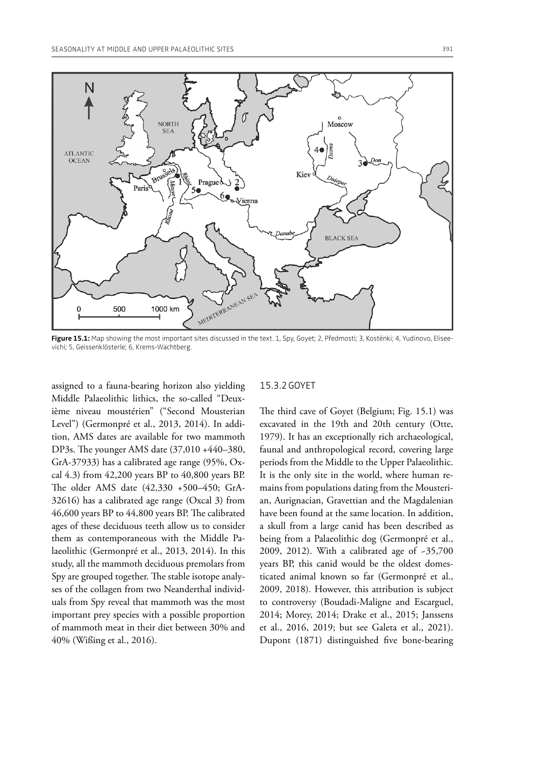Figure 15.1: Map showing the most important sites discussed in the text. 1, Spy, Goyet; 2, Předmostí; 3, Kostënki; 4, Yudinovo, Eliseevichi; 5, Geissenklösterle; 6, Krems-Wachtberg.

assigned to a fauna-bearing horizon also yielding Middle Palaeolithic lithics, the so-called "Deuxième niveau moustérien" ("Second Mousterian Level") (Germonpré et al., 2013, 2014). In addition, AMS dates are available for two mammoth DP3s. The younger AMS date (37,010 +440–380, GrA-37933) has a calibrated age range (95%, Oxcal 4.3) from 42,200 years BP to 40,800 years BP. The older AMS date (42,330 +500–450; GrA-32616) has a calibrated age range (Oxcal 3) from 46,600 years BP to 44,800 years BP. The calibrated ages of these deciduous teeth allow us to consider them as contemporaneous with the Middle Palaeolithic (Germonpré et al., 2013, 2014). In this study, all the mammoth deciduous premolars from Spy are grouped together. The stable isotope analyses of the collagen from two Neanderthal individuals from Spy reveal that mammoth was the most important prey species with a possible proportion of mammoth meat in their diet between 30% and 40% (Wißing et al., 2016).

### 15.3.2 GOYET

The third cave of Goyet (Belgium; Fig. 15.1) was excavated in the 19th and 20th century (Otte, 1979). It has an exceptionally rich archaeological, faunal and anthropological record, covering large periods from the Middle to the Upper Palaeolithic. It is the only site in the world, where human remains from populations dating from the Mousterian, Aurignacian, Gravettian and the Magdalenian have been found at the same location. In addition, a skull from a large canid has been described as being from a Palaeolithic dog (Germonpré et al., 2009, 2012). With a calibrated age of ~35,700 years BP, this canid would be the oldest domesticated animal known so far (Germonpré et al., 2009, 2018). However, this attribution is subject to controversy (Boudadi-Maligne and Escarguel, 2014; Morey, 2014; Drake et al., 2015; Janssens et al., 2016, 2019; but see Galeta et al., 2021). Dupont (1871) distinguished five bone-bearing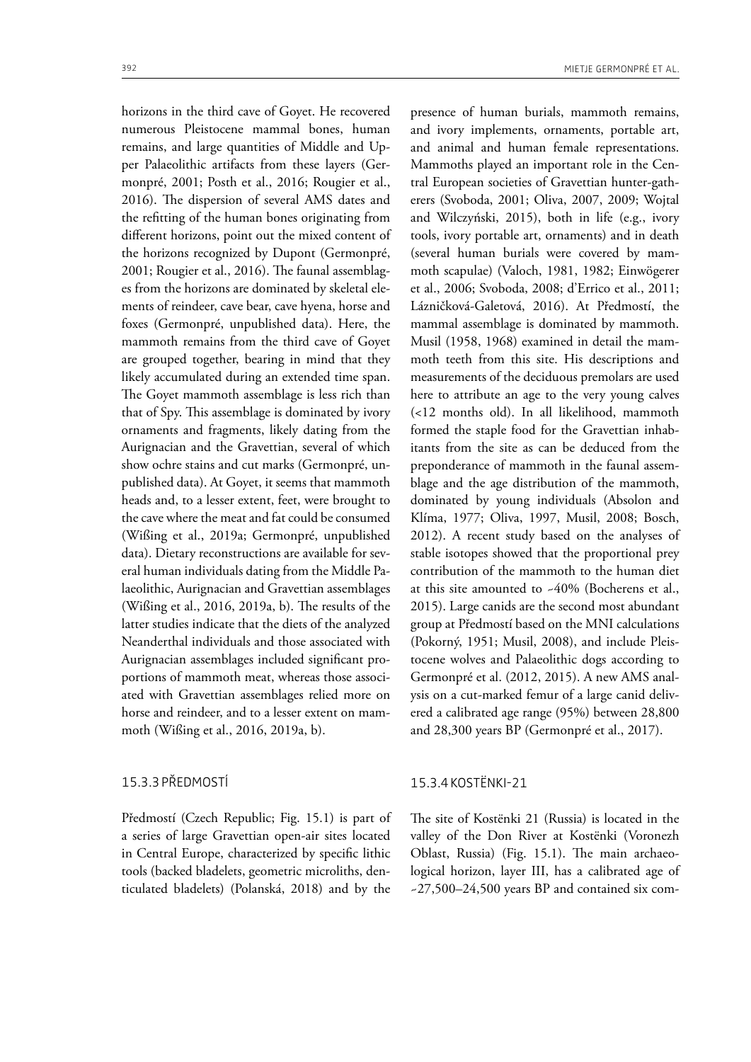horizons in the third cave of Goyet. He recovered numerous Pleistocene mammal bones, human remains, and large quantities of Middle and Upper Palaeolithic artifacts from these layers (Germonpré, 2001; Posth et al., 2016; Rougier et al., 2016). The dispersion of several AMS dates and the refitting of the human bones originating from different horizons, point out the mixed content of the horizons recognized by Dupont (Germonpré, 2001; Rougier et al., 2016). The faunal assemblages from the horizons are dominated by skeletal elements of reindeer, cave bear, cave hyena, horse and foxes (Germonpré, unpublished data). Here, the mammoth remains from the third cave of Goyet are grouped together, bearing in mind that they likely accumulated during an extended time span. The Goyet mammoth assemblage is less rich than that of Spy. This assemblage is dominated by ivory ornaments and fragments, likely dating from the Aurignacian and the Gravettian, several of which show ochre stains and cut marks (Germonpré, unpublished data). At Goyet, it seems that mammoth heads and, to a lesser extent, feet, were brought to the cave where the meat and fat could be consumed (Wißing et al., 2019a; Germonpré, unpublished data). Dietary reconstructions are available for several human individuals dating from the Middle Palaeolithic, Aurignacian and Gravettian assemblages (Wißing et al., 2016, 2019a, b). The results of the latter studies indicate that the diets of the analyzed Neanderthal individuals and those associated with Aurignacian assemblages included significant proportions of mammoth meat, whereas those associated with Gravettian assemblages relied more on horse and reindeer, and to a lesser extent on mammoth (Wißing et al., 2016, 2019a, b).

### 15.3.3 PŘEDMOSTÍ

Předmostí (Czech Republic; Fig. 15.1) is part of a series of large Gravettian open-air sites located in Central Europe, characterized by specific lithic tools (backed bladelets, geometric microliths, denticulated bladelets) (Polanská, 2018) and by the presence of human burials, mammoth remains, and ivory implements, ornaments, portable art, and animal and human female representations. Mammoths played an important role in the Central European societies of Gravettian hunter-gatherers (Svoboda, 2001; Oliva, 2007, 2009; Wojtal and Wilczyński, 2015), both in life (e.g., ivory tools, ivory portable art, ornaments) and in death (several human burials were covered by mammoth scapulae) (Valoch, 1981, 1982; Einwögerer et al., 2006; Svoboda, 2008; d'Errico et al., 2011; Lázničková-Galetová, 2016). At Předmostí, the mammal assemblage is dominated by mammoth. Musil (1958, 1968) examined in detail the mammoth teeth from this site. His descriptions and measurements of the deciduous premolars are used here to attribute an age to the very young calves (<12 months old). In all likelihood, mammoth formed the staple food for the Gravettian inhabitants from the site as can be deduced from the preponderance of mammoth in the faunal assemblage and the age distribution of the mammoth, dominated by young individuals (Absolon and Klíma, 1977; Oliva, 1997, Musil, 2008; Bosch, 2012). A recent study based on the analyses of stable isotopes showed that the proportional prey contribution of the mammoth to the human diet at this site amounted to ~40% (Bocherens et al., 2015). Large canids are the second most abundant group at Předmostí based on the MNI calculations (Pokorný, 1951; Musil, 2008), and include Pleistocene wolves and Palaeolithic dogs according to Germonpré et al. (2012, 2015). A new AMS analysis on a cut-marked femur of a large canid delivered a calibrated age range (95%) between 28,800 and 28,300 years BP (Germonpré et al., 2017).

### 15.3.4 KOSTËNKI-21

The site of Kostënki 21 (Russia) is located in the valley of the Don River at Kostënki (Voronezh Oblast, Russia) (Fig. 15.1). The main archaeological horizon, layer III, has a calibrated age of ~27,500–24,500 years BP and contained six com-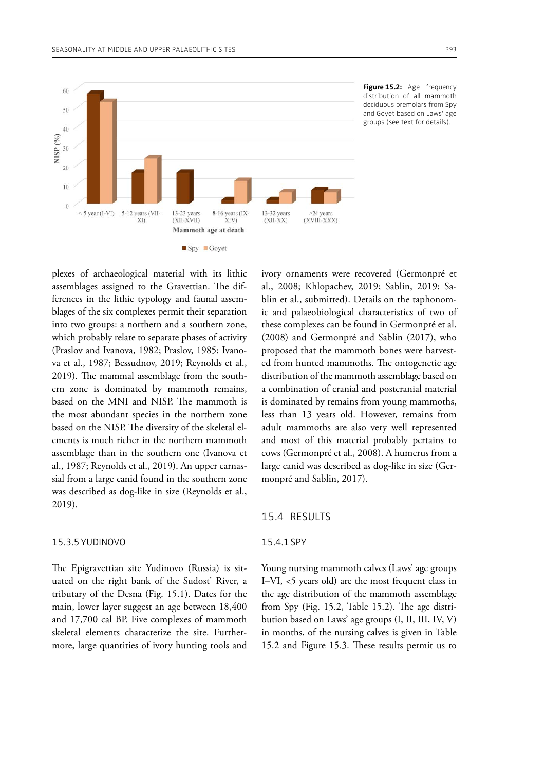Figure 15.2: Age frequency distribution of all mammoth deciduous premolars from Spy and Goyet based on Laws' age groups (see text for details).

plexes of archaeological material with its lithic assemblages assigned to the Gravettian. The differences in the lithic typology and faunal assemblages of the six complexes permit their separation into two groups: a northern and a southern zone, which probably relate to separate phases of activity (Praslov and Ivanova, 1982; Praslov, 1985; Ivanova et al., 1987; Bessudnov, 2019; Reynolds et al., 2019). The mammal assemblage from the southern zone is dominated by mammoth remains, based on the MNI and NISP. The mammoth is the most abundant species in the northern zone based on the NISP. The diversity of the skeletal elements is much richer in the northern mammoth assemblage than in the southern one (Ivanova et al., 1987; Reynolds et al., 2019). An upper carnassial from a large canid found in the southern zone was described as dog-like in size (Reynolds et al., 2019).

### 15.3.5 YUDINOVO

The Epigravettian site Yudinovo (Russia) is situated on the right bank of the Sudost' River, a tributary of the Desna (Fig. 15.1). Dates for the main, lower layer suggest an age between 18,400 and 17,700 cal BP. Five complexes of mammoth skeletal elements characterize the site. Furthermore, large quantities of ivory hunting tools and ivory ornaments were recovered (Germonpré et al., 2008; Khlopachev, 2019; Sablin, 2019; Sablin et al., submitted). Details on the taphonomic and palaeobiological characteristics of two of these complexes can be found in Germonpré et al. (2008) and Germonpré and Sablin (2017), who proposed that the mammoth bones were harvested from hunted mammoths. The ontogenetic age distribution of the mammoth assemblage based on a combination of cranial and postcranial material is dominated by remains from young mammoths, less than 13 years old. However, remains from adult mammoths are also very well represented and most of this material probably pertains to cows (Germonpré et al., 2008). A humerus from a large canid was described as dog-like in size (Germonpré and Sablin, 2017).

## 15.4 RESULTS

### 15.4.1 SPY

Young nursing mammoth calves (Laws' age groups I–VI, <5 years old) are the most frequent class in the age distribution of the mammoth assemblage from Spy (Fig. 15.2, Table 15.2). The age distribution based on Laws' age groups (I, II, III, IV, V) in months, of the nursing calves is given in Table 15.2 and Figure 15.3. These results permit us to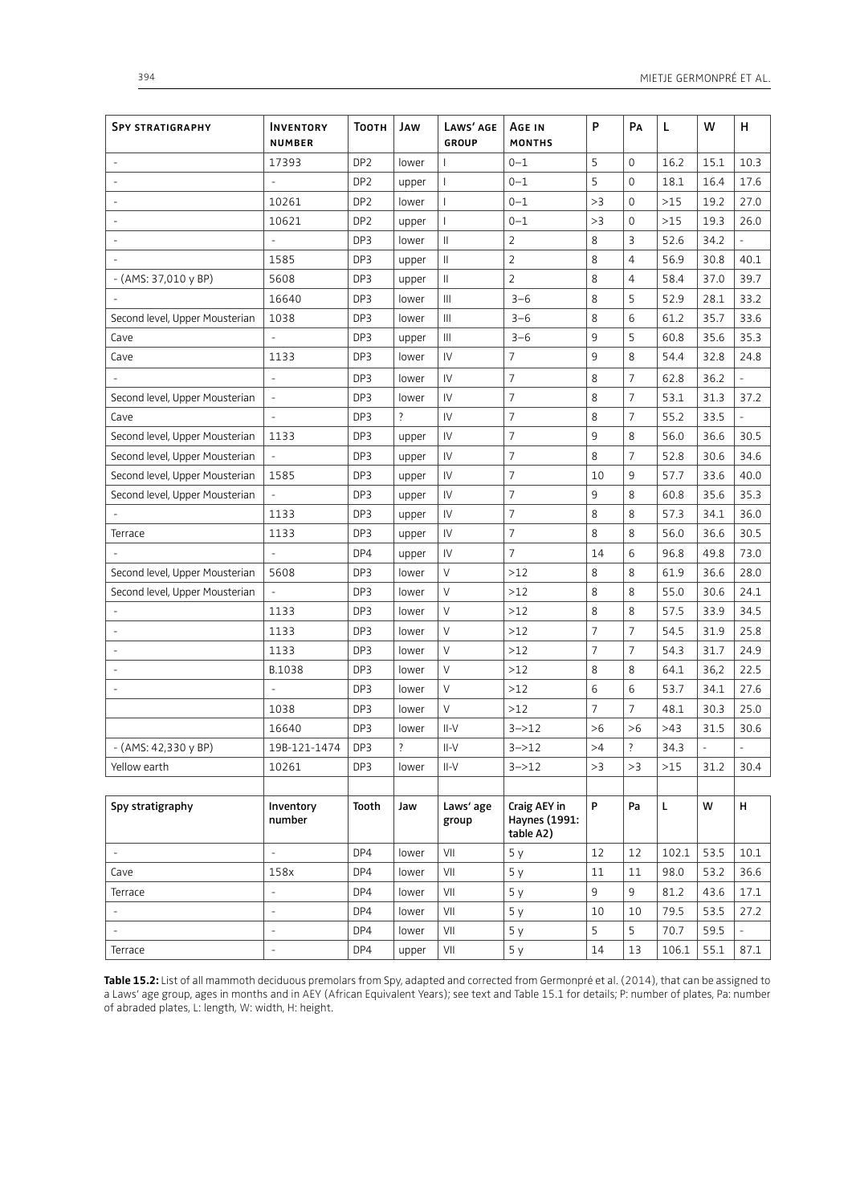| Spy stratigraphy | Inventory number | Tooth | Jaw | Laws' age group | Age in months | P | Pa | L | W | H |
|---|---|---|---|---|---|---|---|---|---|---|
| - | 17393 | DP2 | lower | I | 0–1 | 5 | 0 | 16.2 | 15.1 | 10.3 |
| - | - | DP2 | upper | I | 0–1 | 5 | 0 | 18.1 | 16.4 | 17.6 |
| - | 10261 | DP2 | lower | I | 0–1 | >3 | 0 | >15 | 19.2 | 27.0 |
| - | 10621 | DP2 | upper | I | 0–1 | >3 | 0 | >15 | 19.3 | 26.0 |
| - | - | DP3 | lower | II | 2 | 8 | 3 | 52.6 | 34.2 | - |
| - | 1585 | DP3 | upper | II | 2 | 8 | 4 | 56.9 | 30.8 | 40.1 |
| - (AMS: 37,010 y BP) | 5608 | DP3 | upper | II | 2 | 8 | 4 | 58.4 | 37.0 | 39.7 |
| - | 16640 | DP3 | lower | III | 3–6 | 8 | 5 | 52.9 | 28.1 | 33.2 |
| Second level, Upper Mousterian | 1038 | DP3 | lower | III | 3–6 | 8 | 6 | 61.2 | 35.7 | 33.6 |
| Cave | - | DP3 | upper | III | 3–6 | 9 | 5 | 60.8 | 35.6 | 35.3 |
| Cave | 1133 | DP3 | lower | IV | 7 | 9 | 8 | 54.4 | 32.8 | 24.8 |
| - | - | DP3 | lower | IV | 7 | 8 | 7 | 62.8 | 36.2 | - |
| Second level, Upper Mousterian | - | DP3 | lower | IV | 7 | 8 | 7 | 53.1 | 31.3 | 37.2 |
| Cave | - | DP3 | ? | IV | 7 | 8 | 7 | 55.2 | 33.5 | - |
| Second level, Upper Mousterian | 1133 | DP3 | upper | IV | 7 | 9 | 8 | 56.0 | 36.6 | 30.5 |
| Second level, Upper Mousterian | - | DP3 | upper | IV | 7 | 8 | 7 | 52.8 | 30.6 | 34.6 |
| Second level, Upper Mousterian | 1585 | DP3 | upper | IV | 7 | 10 | 9 | 57.7 | 33.6 | 40.0 |
| Second level, Upper Mousterian | - | DP3 | upper | IV | 7 | 9 | 8 | 60.8 | 35.6 | 35.3 |
| - | 1133 | DP3 | upper | IV | 7 | 8 | 8 | 57.3 | 34.1 | 36.0 |
| Terrace | 1133 | DP3 | upper | IV | 7 | 8 | 8 | 56.0 | 36.6 | 30.5 |
| - | - | DP4 | upper | IV | 7 | 14 | 6 | 96.8 | 49.8 | 73.0 |
| Second level, Upper Mousterian | 5608 | DP3 | lower | V | >12 | 8 | 8 | 61.9 | 36.6 | 28.0 |
| Second level, Upper Mousterian | - | DP3 | lower | V | >12 | 8 | 8 | 55.0 | 30.6 | 24.1 |
| - | 1133 | DP3 | lower | V | >12 | 8 | 8 | 57.5 | 33.9 | 34.5 |
| - | 1133 | DP3 | lower | V | >12 | 7 | 7 | 54.5 | 31.9 | 25.8 |
| - | 1133 | DP3 | lower | V | >12 | 7 | 7 | 54.3 | 31.7 | 24.9 |
| - | B.1038 | DP3 | lower | V | >12 | 8 | 8 | 64.1 | 36,2 | 22.5 |
| - | - | DP3 | lower | V | >12 | 6 | 6 | 53.7 | 34.1 | 27.6 |
| | 1038 | DP3 | lower | V | >12 | 7 | 7 | 48.1 | 30.3 | 25.0 |
| | 16640 | DP3 | lower | II-V | 3–>12 | >6 | >6 | >43 | 31.5 | 30.6 |
| - (AMS: 42,330 y BP) | 19B-121-1474 | DP3 | ? | II-V | 3–>12 | >4 | ? | 34.3 | - | - |
| Yellow earth | 10261 | DP3 | lower | II-V | 3–>12 | >3 | >3 | >15 | 31.2 | 30.4 |

| Spy stratigraphy | Inventory number | Tooth | Jaw | Laws' age group | Craig AEY in Haynes (1991: table A2) | P | Pa | L | W | H |
|---|---|---|---|---|---|---|---|---|---|---|
| - | - | DP4 | lower | VII | 5 y | 12 | 12 | 102.1 | 53.5 | 10.1 |
| Cave | 158x | DP4 | lower | VII | 5 y | 11 | 11 | 98.0 | 53.2 | 36.6 |
| Terrace | - | DP4 | lower | VII | 5 y | 9 | 9 | 81.2 | 43.6 | 17.1 |
| - | - | DP4 | lower | VII | 5 y | 10 | 10 | 79.5 | 53.5 | 27.2 |
| - | - | DP4 | lower | VII | 5 y | 5 | 5 | 70.7 | 59.5 | - |
| Terrace | - | DP4 | upper | VII | 5 y | 14 | 13 | 106.1 | 55.1 | 87.1 |

**Table 15.2:** List of all mammoth deciduous premolars from Spy, adapted and corrected from Germonpré et al. (2014), that can be assigned to a Laws' age group, ages in months and in AEY (African Equivalent Years); see text and Table 15.1 for details; P: number of plates, Pa: number of abraded plates, L: length, W: width, H: height.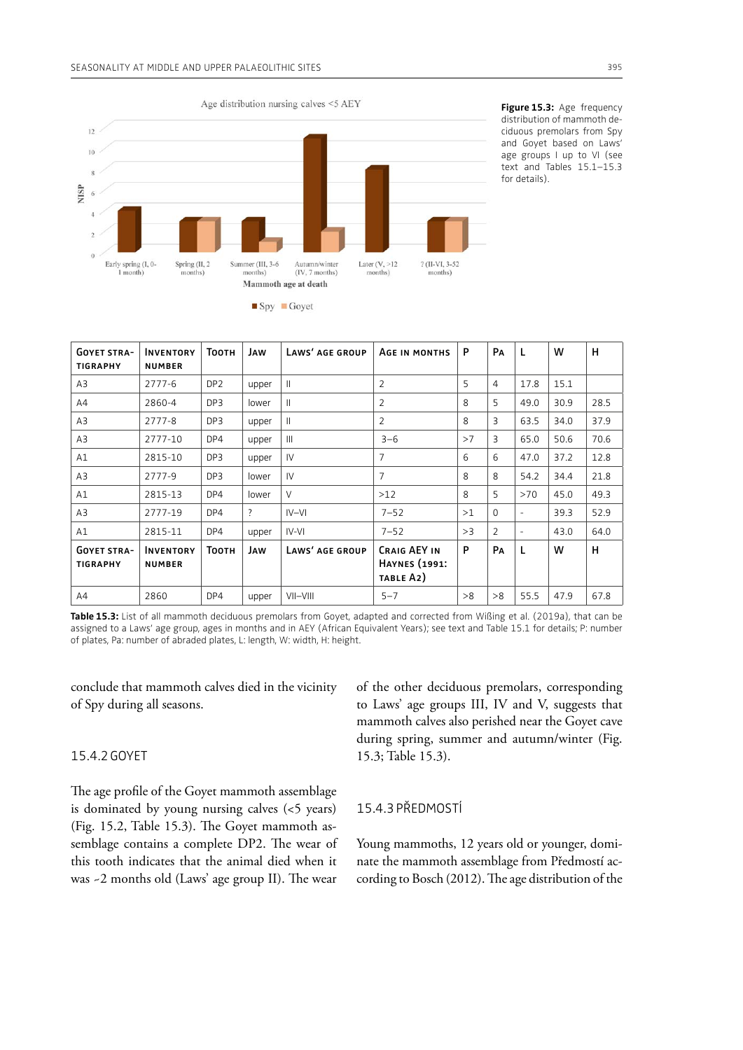**Figure 15.3:** Age frequency distribution of mammoth deciduous premolars from Spy and Goyet based on Laws' age groups I up to VI (see text and Tables 15.1–15.3 for details).

| Goyet stratigraphy | Inventory number | Tooth | Jaw | Laws' age group | Age in months | P | Pa | L | W | H |
|---|---|---|---|---|---|---|---|---|---|---|
| A3 | 2777-6 | DP2 | upper | II | 2 | 5 | 4 | 17.8 | 15.1 | |
| A4 | 2860-4 | DP3 | lower | II | 2 | 8 | 5 | 49.0 | 30.9 | 28.5 |
| A3 | 2777-8 | DP3 | upper | II | 2 | 8 | 3 | 63.5 | 34.0 | 37.9 |
| A3 | 2777-10 | DP4 | upper | III | 3–6 | >7 | 3 | 65.0 | 50.6 | 70.6 |
| A1 | 2815-10 | DP3 | upper | IV | 7 | 6 | 6 | 47.0 | 37.2 | 12.8 |
| A3 | 2777-9 | DP3 | lower | IV | 7 | 8 | 8 | 54.2 | 34.4 | 21.8 |
| A1 | 2815-13 | DP4 | lower | V | >12 | 8 | 5 | >70 | 45.0 | 49.3 |
| A3 | 2777-19 | DP4 | ? | IV–VI | 7–52 | >1 | 0 | - | 39.3 | 52.9 |
| A1 | 2815-11 | DP4 | upper | IV-VI | 7–52 | >3 | 2 | - | 43.0 | 64.0 |
| **Goyet stratigraphy** | **Inventory number** | **Tooth** | **Jaw** | **Laws' age group** | **Craig AEY in Haynes (1991: table A2)** | **P** | **Pa** | **L** | **W** | **H** |
| A4 | 2860 | DP4 | upper | VII–VIII | 5–7 | >8 | >8 | 55.5 | 47.9 | 67.8 |

**Table 15.3:** List of all mammoth deciduous premolars from Goyet, adapted and corrected from Wißing et al. (2019a), that can be assigned to a Laws' age group, ages in months and in AEY (African Equivalent Years); see text and Table 15.1 for details; P: number of plates, Pa: number of abraded plates, L: length, W: width, H: height.

conclude that mammoth calves died in the vicinity of Spy during all seasons.

### 15.4.2 GOYET

The age profile of the Goyet mammoth assemblage is dominated by young nursing calves (<5 years) (Fig. 15.2, Table 15.3). The Goyet mammoth assemblage contains a complete DP2. The wear of this tooth indicates that the animal died when it was ~2 months old (Laws' age group II). The wear of the other deciduous premolars, corresponding to Laws' age groups III, IV and V, suggests that mammoth calves also perished near the Goyet cave during spring, summer and autumn/winter (Fig. 15.3; Table 15.3).

### 15.4.3 PŘEDMOSTÍ

Young mammoths, 12 years old or younger, dominate the mammoth assemblage from Předmostí according to Bosch (2012). The age distribution of the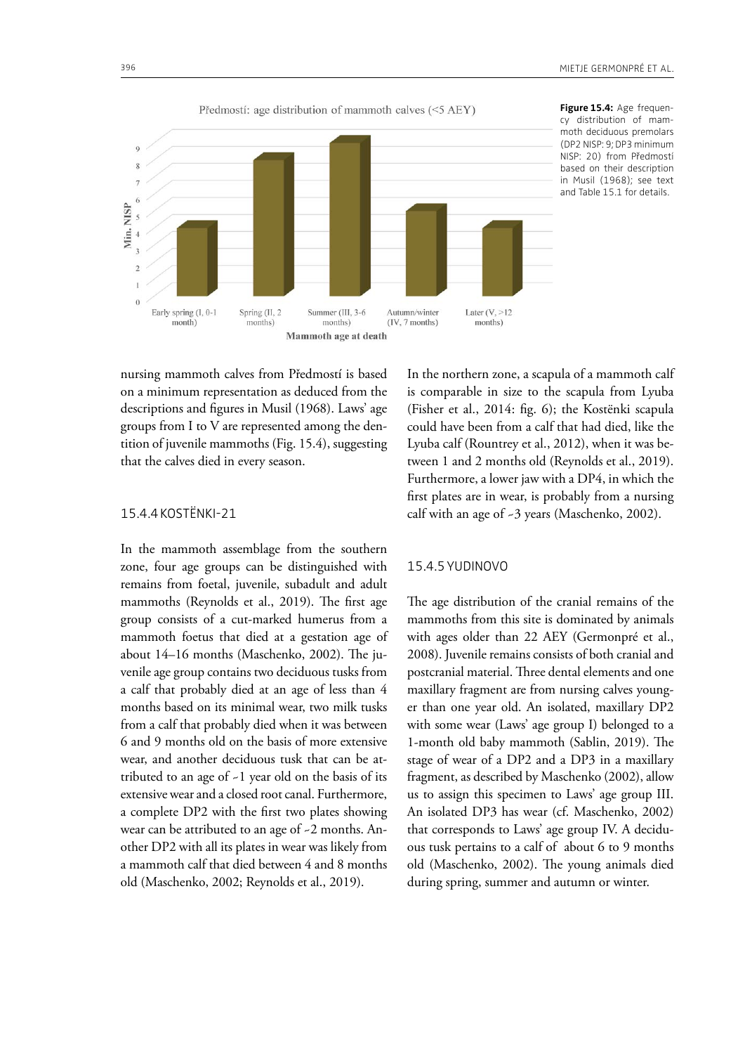**Figure 15.4:** Age frequency distribution of mammoth deciduous premolars (DP2 NISP: 9; DP3 minimum NISP: 20) from Předmostí based on their description in Musil (1968); see text and Table 15.1 for details.

nursing mammoth calves from Předmostí is based on a minimum representation as deduced from the descriptions and figures in Musil (1968). Laws' age groups from I to V are represented among the dentition of juvenile mammoths (Fig. 15.4), suggesting that the calves died in every season.

### 15.4.4 KOSTËNKI-21

In the mammoth assemblage from the southern zone, four age groups can be distinguished with remains from foetal, juvenile, subadult and adult mammoths (Reynolds et al., 2019). The first age group consists of a cut-marked humerus from a mammoth foetus that died at a gestation age of about 14–16 months (Maschenko, 2002). The juvenile age group contains two deciduous tusks from a calf that probably died at an age of less than 4 months based on its minimal wear, two milk tusks from a calf that probably died when it was between 6 and 9 months old on the basis of more extensive wear, and another deciduous tusk that can be attributed to an age of ~1 year old on the basis of its extensive wear and a closed root canal. Furthermore, a complete DP2 with the first two plates showing wear can be attributed to an age of ~2 months. Another DP2 with all its plates in wear was likely from a mammoth calf that died between 4 and 8 months old (Maschenko, 2002; Reynolds et al., 2019).

In the northern zone, a scapula of a mammoth calf is comparable in size to the scapula from Lyuba (Fisher et al., 2014: fig. 6); the Kostënki scapula could have been from a calf that had died, like the Lyuba calf (Rountrey et al., 2012), when it was between 1 and 2 months old (Reynolds et al., 2019). Furthermore, a lower jaw with a DP4, in which the first plates are in wear, is probably from a nursing calf with an age of ~3 years (Maschenko, 2002).

### 15.4.5 YUDINOVO

The age distribution of the cranial remains of the mammoths from this site is dominated by animals with ages older than 22 AEY (Germonpré et al., 2008). Juvenile remains consists of both cranial and postcranial material. Three dental elements and one maxillary fragment are from nursing calves younger than one year old. An isolated, maxillary DP2 with some wear (Laws' age group I) belonged to a 1-month old baby mammoth (Sablin, 2019). The stage of wear of a DP2 and a DP3 in a maxillary fragment, as described by Maschenko (2002), allow us to assign this specimen to Laws' age group III. An isolated DP3 has wear (cf. Maschenko, 2002) that corresponds to Laws' age group IV. A deciduous tusk pertains to a calf of about 6 to 9 months old (Maschenko, 2002). The young animals died during spring, summer and autumn or winter.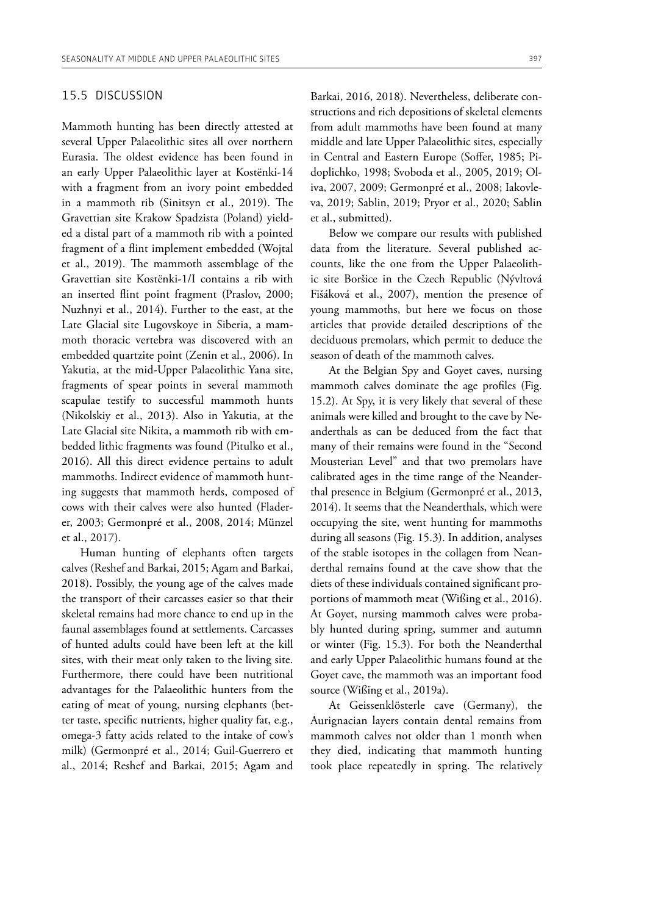## 15.5 DISCUSSION

Mammoth hunting has been directly attested at several Upper Palaeolithic sites all over northern Eurasia. The oldest evidence has been found in an early Upper Palaeolithic layer at Kostënki-14 with a fragment from an ivory point embedded in a mammoth rib (Sinitsyn et al., 2019). The Gravettian site Krakow Spadzista (Poland) yielded a distal part of a mammoth rib with a pointed fragment of a flint implement embedded (Wojtal et al., 2019). The mammoth assemblage of the Gravettian site Kostënki-1/I contains a rib with an inserted flint point fragment (Praslov, 2000; Nuzhnyi et al., 2014). Further to the east, at the Late Glacial site Lugovskoye in Siberia, a mammoth thoracic vertebra was discovered with an embedded quartzite point (Zenin et al., 2006). In Yakutia, at the mid-Upper Palaeolithic Yana site, fragments of spear points in several mammoth scapulae testify to successful mammoth hunts (Nikolskiy et al., 2013). Also in Yakutia, at the Late Glacial site Nikita, a mammoth rib with embedded lithic fragments was found (Pitulko et al., 2016). All this direct evidence pertains to adult mammoths. Indirect evidence of mammoth hunting suggests that mammoth herds, composed of cows with their calves were also hunted (Fladerer, 2003; Germonpré et al., 2008, 2014; Münzel et al., 2017).

Human hunting of elephants often targets calves (Reshef and Barkai, 2015; Agam and Barkai, 2018). Possibly, the young age of the calves made the transport of their carcasses easier so that their skeletal remains had more chance to end up in the faunal assemblages found at settlements. Carcasses of hunted adults could have been left at the kill sites, with their meat only taken to the living site. Furthermore, there could have been nutritional advantages for the Palaeolithic hunters from the eating of meat of young, nursing elephants (better taste, specific nutrients, higher quality fat, e.g., omega-3 fatty acids related to the intake of cow's milk) (Germonpré et al., 2014; Guil-Guerrero et al., 2014; Reshef and Barkai, 2015; Agam and Barkai, 2016, 2018). Nevertheless, deliberate constructions and rich depositions of skeletal elements from adult mammoths have been found at many middle and late Upper Palaeolithic sites, especially in Central and Eastern Europe (Soffer, 1985; Pidoplichko, 1998; Svoboda et al., 2005, 2019; Oliva, 2007, 2009; Germonpré et al., 2008; Iakovleva, 2019; Sablin, 2019; Pryor et al., 2020; Sablin et al., submitted).

Below we compare our results with published data from the literature. Several published accounts, like the one from the Upper Palaeolithic site Boršice in the Czech Republic (Nývltová Fišáková et al., 2007), mention the presence of young mammoths, but here we focus on those articles that provide detailed descriptions of the deciduous premolars, which permit to deduce the season of death of the mammoth calves.

At the Belgian Spy and Goyet caves, nursing mammoth calves dominate the age profiles (Fig. 15.2). At Spy, it is very likely that several of these animals were killed and brought to the cave by Neanderthals as can be deduced from the fact that many of their remains were found in the "Second Mousterian Level" and that two premolars have calibrated ages in the time range of the Neanderthal presence in Belgium (Germonpré et al., 2013, 2014). It seems that the Neanderthals, which were occupying the site, went hunting for mammoths during all seasons (Fig. 15.3). In addition, analyses of the stable isotopes in the collagen from Neanderthal remains found at the cave show that the diets of these individuals contained significant proportions of mammoth meat (Wißing et al., 2016). At Goyet, nursing mammoth calves were probably hunted during spring, summer and autumn or winter (Fig. 15.3). For both the Neanderthal and early Upper Palaeolithic humans found at the Goyet cave, the mammoth was an important food source (Wißing et al., 2019a).

At Geissenklösterle cave (Germany), the Aurignacian layers contain dental remains from mammoth calves not older than 1 month when they died, indicating that mammoth hunting took place repeatedly in spring. The relatively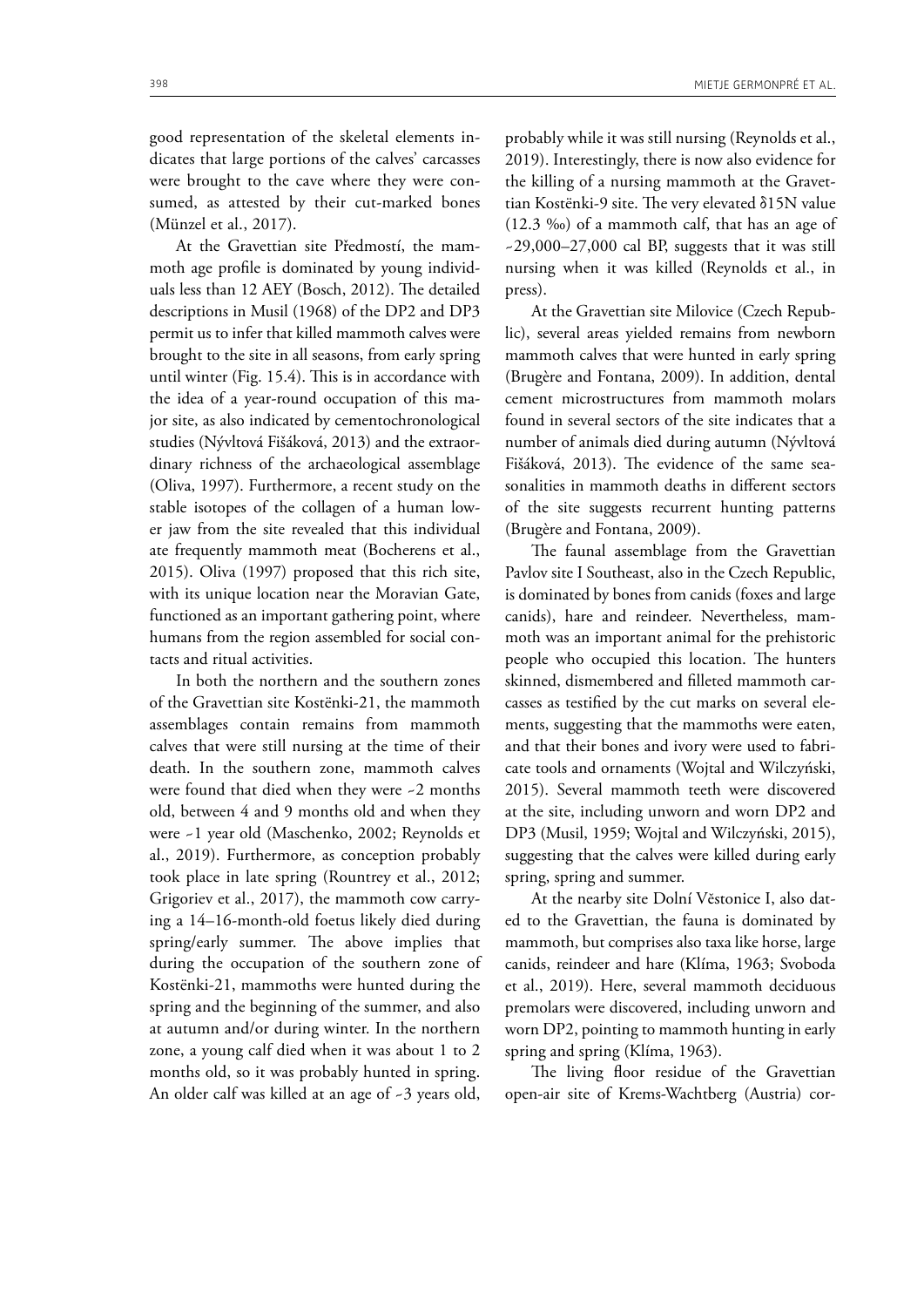good representation of the skeletal elements indicates that large portions of the calves' carcasses were brought to the cave where they were consumed, as attested by their cut-marked bones (Münzel et al., 2017).

At the Gravettian site Předmostí, the mammoth age profile is dominated by young individuals less than 12 AEY (Bosch, 2012). The detailed descriptions in Musil (1968) of the DP2 and DP3 permit us to infer that killed mammoth calves were brought to the site in all seasons, from early spring until winter (Fig. 15.4). This is in accordance with the idea of a year-round occupation of this major site, as also indicated by cementochronological studies (Nývltová Fišáková, 2013) and the extraordinary richness of the archaeological assemblage (Oliva, 1997). Furthermore, a recent study on the stable isotopes of the collagen of a human lower jaw from the site revealed that this individual ate frequently mammoth meat (Bocherens et al., 2015). Oliva (1997) proposed that this rich site, with its unique location near the Moravian Gate, functioned as an important gathering point, where humans from the region assembled for social contacts and ritual activities.

In both the northern and the southern zones of the Gravettian site Kostënki-21, the mammoth assemblages contain remains from mammoth calves that were still nursing at the time of their death. In the southern zone, mammoth calves were found that died when they were ~2 months old, between 4 and 9 months old and when they were ~1 year old (Maschenko, 2002; Reynolds et al., 2019). Furthermore, as conception probably took place in late spring (Rountrey et al., 2012; Grigoriev et al., 2017), the mammoth cow carrying a 14–16-month-old foetus likely died during spring/early summer. The above implies that during the occupation of the southern zone of Kostënki-21, mammoths were hunted during the spring and the beginning of the summer, and also at autumn and/or during winter. In the northern zone, a young calf died when it was about 1 to 2 months old, so it was probably hunted in spring. An older calf was killed at an age of ~3 years old, probably while it was still nursing (Reynolds et al., 2019). Interestingly, there is now also evidence for the killing of a nursing mammoth at the Gravettian Kostënki-9 site. The very elevated δ15N value (12.3 ‰) of a mammoth calf, that has an age of ~29,000–27,000 cal BP, suggests that it was still nursing when it was killed (Reynolds et al., in press).

At the Gravettian site Milovice (Czech Republic), several areas yielded remains from newborn mammoth calves that were hunted in early spring (Brugère and Fontana, 2009). In addition, dental cement microstructures from mammoth molars found in several sectors of the site indicates that a number of animals died during autumn (Nývltová Fišáková, 2013). The evidence of the same seasonalities in mammoth deaths in different sectors of the site suggests recurrent hunting patterns (Brugère and Fontana, 2009).

The faunal assemblage from the Gravettian Pavlov site I Southeast, also in the Czech Republic, is dominated by bones from canids (foxes and large canids), hare and reindeer. Nevertheless, mammoth was an important animal for the prehistoric people who occupied this location. The hunters skinned, dismembered and filleted mammoth carcasses as testified by the cut marks on several elements, suggesting that the mammoths were eaten, and that their bones and ivory were used to fabricate tools and ornaments (Wojtal and Wilczyński, 2015). Several mammoth teeth were discovered at the site, including unworn and worn DP2 and DP3 (Musil, 1959; Wojtal and Wilczyński, 2015), suggesting that the calves were killed during early spring, spring and summer.

At the nearby site Dolní Věstonice I, also dated to the Gravettian, the fauna is dominated by mammoth, but comprises also taxa like horse, large canids, reindeer and hare (Klíma, 1963; Svoboda et al., 2019). Here, several mammoth deciduous premolars were discovered, including unworn and worn DP2, pointing to mammoth hunting in early spring and spring (Klíma, 1963).

The living floor residue of the Gravettian open-air site of Krems-Wachtberg (Austria) cor-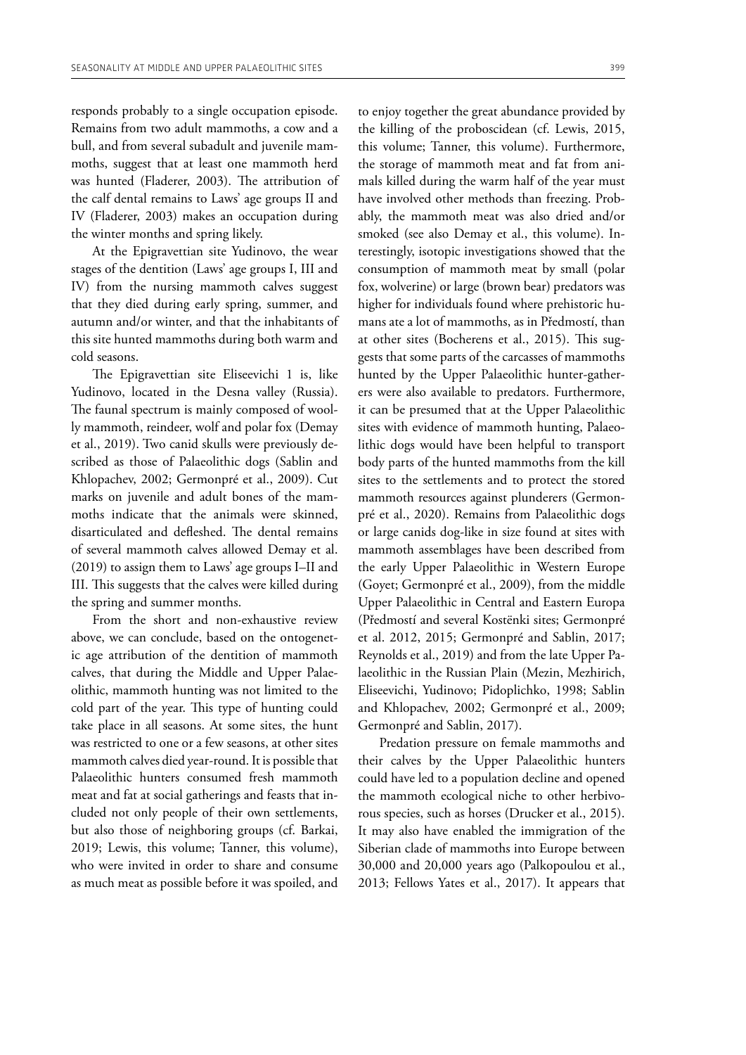responds probably to a single occupation episode. Remains from two adult mammoths, a cow and a bull, and from several subadult and juvenile mammoths, suggest that at least one mammoth herd was hunted (Fladerer, 2003). The attribution of the calf dental remains to Laws' age groups II and IV (Fladerer, 2003) makes an occupation during the winter months and spring likely.

At the Epigravettian site Yudinovo, the wear stages of the dentition (Laws' age groups I, III and IV) from the nursing mammoth calves suggest that they died during early spring, summer, and autumn and/or winter, and that the inhabitants of this site hunted mammoths during both warm and cold seasons.

The Epigravettian site Eliseevichi 1 is, like Yudinovo, located in the Desna valley (Russia). The faunal spectrum is mainly composed of woolly mammoth, reindeer, wolf and polar fox (Demay et al., 2019). Two canid skulls were previously described as those of Palaeolithic dogs (Sablin and Khlopachev, 2002; Germonpré et al., 2009). Cut marks on juvenile and adult bones of the mammoths indicate that the animals were skinned, disarticulated and defleshed. The dental remains of several mammoth calves allowed Demay et al. (2019) to assign them to Laws' age groups I–II and III. This suggests that the calves were killed during the spring and summer months.

From the short and non-exhaustive review above, we can conclude, based on the ontogenetic age attribution of the dentition of mammoth calves, that during the Middle and Upper Palaeolithic, mammoth hunting was not limited to the cold part of the year. This type of hunting could take place in all seasons. At some sites, the hunt was restricted to one or a few seasons, at other sites mammoth calves died year-round. It is possible that Palaeolithic hunters consumed fresh mammoth meat and fat at social gatherings and feasts that included not only people of their own settlements, but also those of neighboring groups (cf. Barkai, 2019; Lewis, this volume; Tanner, this volume), who were invited in order to share and consume as much meat as possible before it was spoiled, and to enjoy together the great abundance provided by the killing of the proboscidean (cf. Lewis, 2015, this volume; Tanner, this volume). Furthermore, the storage of mammoth meat and fat from animals killed during the warm half of the year must have involved other methods than freezing. Probably, the mammoth meat was also dried and/or smoked (see also Demay et al., this volume). Interestingly, isotopic investigations showed that the consumption of mammoth meat by small (polar fox, wolverine) or large (brown bear) predators was higher for individuals found where prehistoric humans ate a lot of mammoths, as in Předmostí, than at other sites (Bocherens et al., 2015). This suggests that some parts of the carcasses of mammoths hunted by the Upper Palaeolithic hunter-gatherers were also available to predators. Furthermore, it can be presumed that at the Upper Palaeolithic sites with evidence of mammoth hunting, Palaeolithic dogs would have been helpful to transport body parts of the hunted mammoths from the kill sites to the settlements and to protect the stored mammoth resources against plunderers (Germonpré et al., 2020). Remains from Palaeolithic dogs or large canids dog-like in size found at sites with mammoth assemblages have been described from the early Upper Palaeolithic in Western Europe (Goyet; Germonpré et al., 2009), from the middle Upper Palaeolithic in Central and Eastern Europa (Předmostí and several Kostënki sites; Germonpré et al. 2012, 2015; Germonpré and Sablin, 2017; Reynolds et al., 2019) and from the late Upper Palaeolithic in the Russian Plain (Mezin, Mezhirich, Eliseevichi, Yudinovo; Pidoplichko, 1998; Sablin and Khlopachev, 2002; Germonpré et al., 2009; Germonpré and Sablin, 2017).

Predation pressure on female mammoths and their calves by the Upper Palaeolithic hunters could have led to a population decline and opened the mammoth ecological niche to other herbivorous species, such as horses (Drucker et al., 2015). It may also have enabled the immigration of the Siberian clade of mammoths into Europe between 30,000 and 20,000 years ago (Palkopoulou et al., 2013; Fellows Yates et al., 2017). It appears that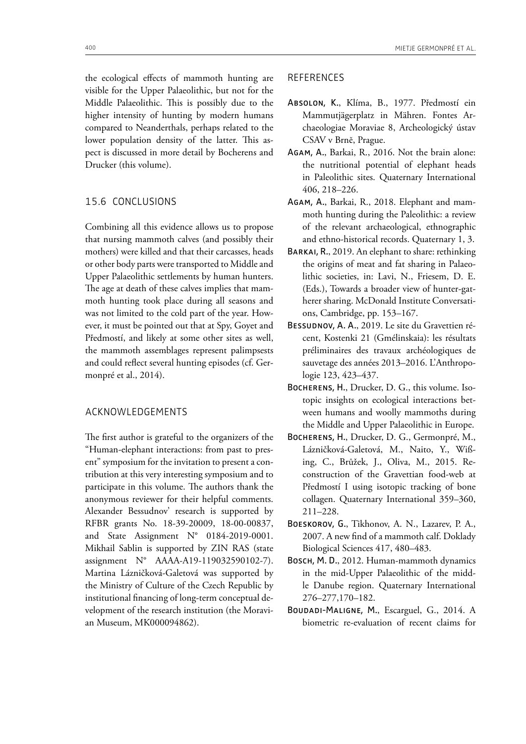the ecological effects of mammoth hunting are visible for the Upper Palaeolithic, but not for the Middle Palaeolithic. This is possibly due to the higher intensity of hunting by modern humans compared to Neanderthals, perhaps related to the lower population density of the latter. This aspect is discussed in more detail by Bocherens and Drucker (this volume).

## 15.6 CONCLUSIONS

Combining all this evidence allows us to propose that nursing mammoth calves (and possibly their mothers) were killed and that their carcasses, heads or other body parts were transported to Middle and Upper Palaeolithic settlements by human hunters. The age at death of these calves implies that mammoth hunting took place during all seasons and was not limited to the cold part of the year. However, it must be pointed out that at Spy, Goyet and Předmostí, and likely at some other sites as well, the mammoth assemblages represent palimpsests and could reflect several hunting episodes (cf. Germonpré et al., 2014).

## ACKNOWLEDGEMENTS

The first author is grateful to the organizers of the "Human-elephant interactions: from past to present" symposium for the invitation to present a contribution at this very interesting symposium and to participate in this volume. The authors thank the anonymous reviewer for their helpful comments. Alexander Bessudnov' research is supported by RFBR grants No. 18-39-20009, 18-00-00837, and State Assignment N° 0184-2019-0001. Mikhail Sablin is supported by ZIN RAS (state assignment N° AAAA-A19-119032590102-7). Martina Lázničková-Galetová was supported by the Ministry of Culture of the Czech Republic by institutional financing of long-term conceptual development of the research institution (the Moravian Museum, MK000094862).

## REFERENCES

Absolon, K., Klíma, B., 1977. Předmostí ein Mammutjägerplatz in Mähren. Fontes Archaeologiae Moraviae 8, Archeologický ústav CSAV v Brně, Prague.

Agam, A., Barkai, R., 2016. Not the brain alone: the nutritional potential of elephant heads in Paleolithic sites. Quaternary International 406, 218–226.

Agam, A., Barkai, R., 2018. Elephant and mammoth hunting during the Paleolithic: a review of the relevant archaeological, ethnographic and ethno-historical records. Quaternary 1, 3.

Barkai, R., 2019. An elephant to share: rethinking the origins of meat and fat sharing in Palaeolithic societies, in: Lavi, N., Friesem, D. E. (Eds.), Towards a broader view of hunter-gatherer sharing. McDonald Institute Conversations, Cambridge, pp. 153–167.

Bessudnov, A. A., 2019. Le site du Gravettien récent, Kostenki 21 (Gmélinskaia): les résultats préliminaires des travaux archéologiques de sauvetage des années 2013–2016. L'Anthropologie 123, 423–437.

Bocherens, H., Drucker, D. G., this volume. Isotopic insights on ecological interactions between humans and woolly mammoths during the Middle and Upper Palaeolithic in Europe.

Bocherens, H., Drucker, D. G., Germonpré, M., Lázničková-Galetová, M., Naito, Y., Wißing, C., Brůžek, J., Oliva, M., 2015. Reconstruction of the Gravettian food-web at Předmostí I using isotopic tracking of bone collagen. Quaternary International 359–360, 211–228.

Boeskorov, G., Tikhonov, A. N., Lazarev, P. A., 2007. A new find of a mammoth calf. Doklady Biological Sciences 417, 480–483.

Bosch, M. D., 2012. Human-mammoth dynamics in the mid-Upper Palaeolithic of the middle Danube region. Quaternary International 276–277,170–182.

Boudadi-Maligne, M., Escarguel, G., 2014. A biometric re-evaluation of recent claims for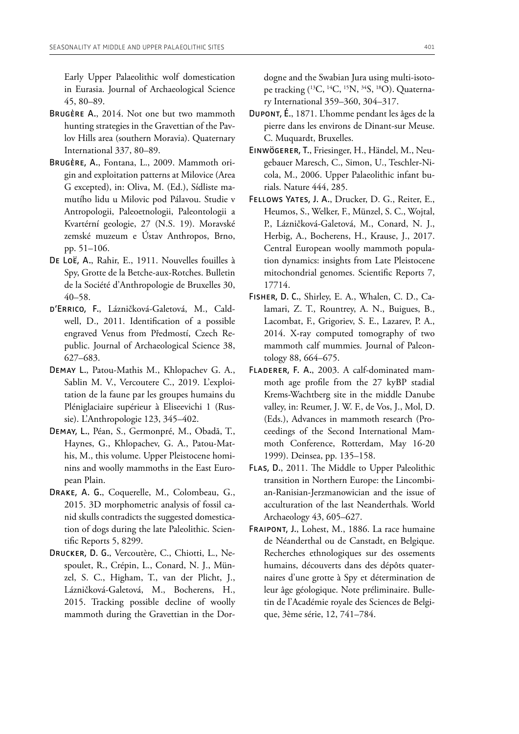Early Upper Palaeolithic wolf domestication in Eurasia. Journal of Archaeological Science 45, 80–89.

Brugère A., 2014. Not one but two mammoth hunting strategies in the Gravettian of the Pavlov Hills area (southern Moravia). Quaternary International 337, 80–89.

Brugère, A., Fontana, L., 2009. Mammoth origin and exploitation patterns at Milovice (Area G excepted), in: Oliva, M. (Ed.), Sídliste mamutího lidu u Milovic pod Pálavou. Studie v Antropologii, Paleoetnologii, Paleontologii a Kvartérní geologie, 27 (N.S. 19). Moravské zemské muzeum e Ústav Anthropos, Brno, pp. 51–106.

De Loë, A., Rahir, E., 1911. Nouvelles fouilles à Spy, Grotte de la Betche-aux-Rotches. Bulletin de la Société d'Anthropologie de Bruxelles 30, 40–58.

d'Errico, F., Lázničková-Galetová, M., Caldwell, D., 2011. Identification of a possible engraved Venus from Předmostí, Czech Republic. Journal of Archaeological Science 38, 627–683.

Demay L., Patou-Mathis M., Khlopachev G. A., Sablin M. V., Vercoutere C., 2019. L'exploitation de la faune par les groupes humains du Pléniglaciaire supérieur à Eliseevichi 1 (Russie). L'Anthropologie 123, 345–402.

Demay, L., Péan, S., Germonpré, M., Obadă, T., Haynes, G., Khlopachev, G. A., Patou-Mathis, M., this volume. Upper Pleistocene hominins and woolly mammoths in the East European Plain.

Drake, A. G., Coquerelle, M., Colombeau, G., 2015. 3D morphometric analysis of fossil canid skulls contradicts the suggested domestication of dogs during the late Paleolithic. Scientific Reports 5, 8299.

Drucker, D. G., Vercoutère, C., Chiotti, L., Nespoulet, R., Crépin, L., Conard, N. J., Münzel, S. C., Higham, T., van der Plicht, J., Lázničková-Galetová, M., Bocherens, H., 2015. Tracking possible decline of woolly mammoth during the Gravettian in the Dordogne and the Swabian Jura using multi-isotope tracking ($^{13}$C, $^{14}$C, $^{15}$N, $^{34}$S, $^{18}$O). Quaternary International 359–360, 304–317.

Dupont, É., 1871. L'homme pendant les âges de la pierre dans les environs de Dinant-sur Meuse. C. Muquardt, Bruxelles.

Einwögerer, T., Friesinger, H., Händel, M., Neugebauer Maresch, C., Simon, U., Teschler-Nicola, M., 2006. Upper Palaeolithic infant burials. Nature 444, 285.

Fellows Yates, J. A., Drucker, D. G., Reiter, E., Heumos, S., Welker, F., Münzel, S. C., Wojtal, P., Lázničková-Galetová, M., Conard, N. J., Herbig, A., Bocherens, H., Krause, J., 2017. Central European woolly mammoth population dynamics: insights from Late Pleistocene mitochondrial genomes. Scientific Reports 7, 17714.

Fisher, D. C., Shirley, E. A., Whalen, C. D., Calamari, Z. T., Rountrey, A. N., Buigues, B., Lacombat, F., Grigoriev, S. E., Lazarev, P. A., 2014. X-ray computed tomography of two mammoth calf mummies. Journal of Paleontology 88, 664–675.

Fladerer, F. A., 2003. A calf-dominated mammoth age profile from the 27 kyBP stadial Krems-Wachtberg site in the middle Danube valley, in: Reumer, J. W. F., de Vos, J., Mol, D. (Eds.), Advances in mammoth research (Proceedings of the Second International Mammoth Conference, Rotterdam, May 16-20 1999). Deinsea, pp. 135–158.

Flas, D., 2011. The Middle to Upper Paleolithic transition in Northern Europe: the Lincombian-Ranisian-Jerzmanowician and the issue of acculturation of the last Neanderthals. World Archaeology 43, 605–627.

Fraipont, J., Lohest, M., 1886. La race humaine de Néanderthal ou de Canstadt, en Belgique. Recherches ethnologiques sur des ossements humains, découverts dans des dépôts quaternaires d'une grotte à Spy et détermination de leur âge géologique. Note préliminaire. Bulletin de l'Académie royale des Sciences de Belgique, 3ème série, 12, 741–784.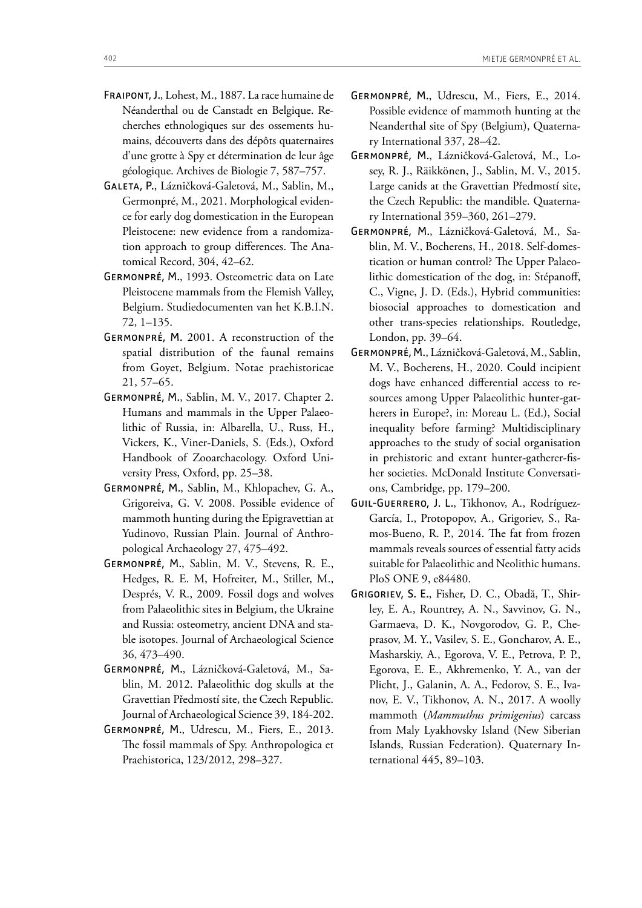Fraipont, J., Lohest, M., 1887. La race humaine de Néanderthal ou de Canstadt en Belgique. Recherches ethnologiques sur des ossements humains, découverts dans des dépôts quaternaires d'une grotte à Spy et détermination de leur âge géologique. Archives de Biologie 7, 587–757.

Galeta, P., Lázničková-Galetová, M., Sablin, M., Germonpré, M., 2021. Morphological evidence for early dog domestication in the European Pleistocene: new evidence from a randomization approach to group differences. The Anatomical Record, 304, 42–62.

Germonpré, M., 1993. Osteometric data on Late Pleistocene mammals from the Flemish Valley, Belgium. Studiedocumenten van het K.B.I.N. 72, 1–135.

Germonpré, M. 2001. A reconstruction of the spatial distribution of the faunal remains from Goyet, Belgium. Notae praehistoricae 21, 57–65.

Germonpré, M., Sablin, M. V., 2017. Chapter 2. Humans and mammals in the Upper Palaeolithic of Russia, in: Albarella, U., Russ, H., Vickers, K., Viner-Daniels, S. (Eds.), Oxford Handbook of Zooarchaeology. Oxford University Press, Oxford, pp. 25–38.

Germonpré, M., Sablin, M., Khlopachev, G. A., Grigoreiva, G. V. 2008. Possible evidence of mammoth hunting during the Epigravettian at Yudinovo, Russian Plain. Journal of Anthropological Archaeology 27, 475–492.

Germonpré, M., Sablin, M. V., Stevens, R. E., Hedges, R. E. M, Hofreiter, M., Stiller, M., Després, V. R., 2009. Fossil dogs and wolves from Palaeolithic sites in Belgium, the Ukraine and Russia: osteometry, ancient DNA and stable isotopes. Journal of Archaeological Science 36, 473–490.

Germonpré, M., Lázničková-Galetová, M., Sablin, M. 2012. Palaeolithic dog skulls at the Gravettian Předmostí site, the Czech Republic. Journal of Archaeological Science 39, 184-202.

Germonpré, M., Udrescu, M., Fiers, E., 2013. The fossil mammals of Spy. Anthropologica et Praehistorica, 123/2012, 298–327.

Germonpré, M., Udrescu, M., Fiers, E., 2014. Possible evidence of mammoth hunting at the Neanderthal site of Spy (Belgium), Quaternary International 337, 28–42.

Germonpré, M., Lázničková-Galetová, M., Losey, R. J., Räikkönen, J., Sablin, M. V., 2015. Large canids at the Gravettian Předmostí site, the Czech Republic: the mandible. Quaternary International 359–360, 261–279.

Germonpré, M., Lázničková-Galetová, M., Sablin, M. V., Bocherens, H., 2018. Self-domestication or human control? The Upper Palaeolithic domestication of the dog, in: Stépanoff, C., Vigne, J. D. (Eds.), Hybrid communities: biosocial approaches to domestication and other trans-species relationships. Routledge, London, pp. 39–64.

Germonpré, M., Lázničková-Galetová, M., Sablin, M. V., Bocherens, H., 2020. Could incipient dogs have enhanced differential access to resources among Upper Palaeolithic hunter-gatherers in Europe?, in: Moreau L. (Ed.), Social inequality before farming? Multidisciplinary approaches to the study of social organisation in prehistoric and extant hunter-gatherer-fisher societies. McDonald Institute Conversations, Cambridge, pp. 179–200.

Guil-Guerrero, J. L., Tikhonov, A., Rodríguez-García, I., Protopopov, A., Grigoriev, S., Ramos-Bueno, R. P., 2014. The fat from frozen mammals reveals sources of essential fatty acids suitable for Palaeolithic and Neolithic humans. PloS ONE 9, e84480.

Grigoriev, S. E., Fisher, D. C., Obadă, T., Shirley, E. A., Rountrey, A. N., Savvinov, G. N., Garmaeva, D. K., Novgorodov, G. P., Cheprasov, M. Y., Vasilev, S. E., Goncharov, A. E., Masharskiy, A., Egorova, V. E., Petrova, P. P., Egorova, E. E., Akhremenko, Y. A., van der Plicht, J., Galanin, A. A., Fedorov, S. E., Ivanov, E. V., Tikhonov, A. N., 2017. A woolly mammoth (*Mammuthus primigenius*) carcass from Maly Lyakhovsky Island (New Siberian Islands, Russian Federation). Quaternary International 445, 89–103.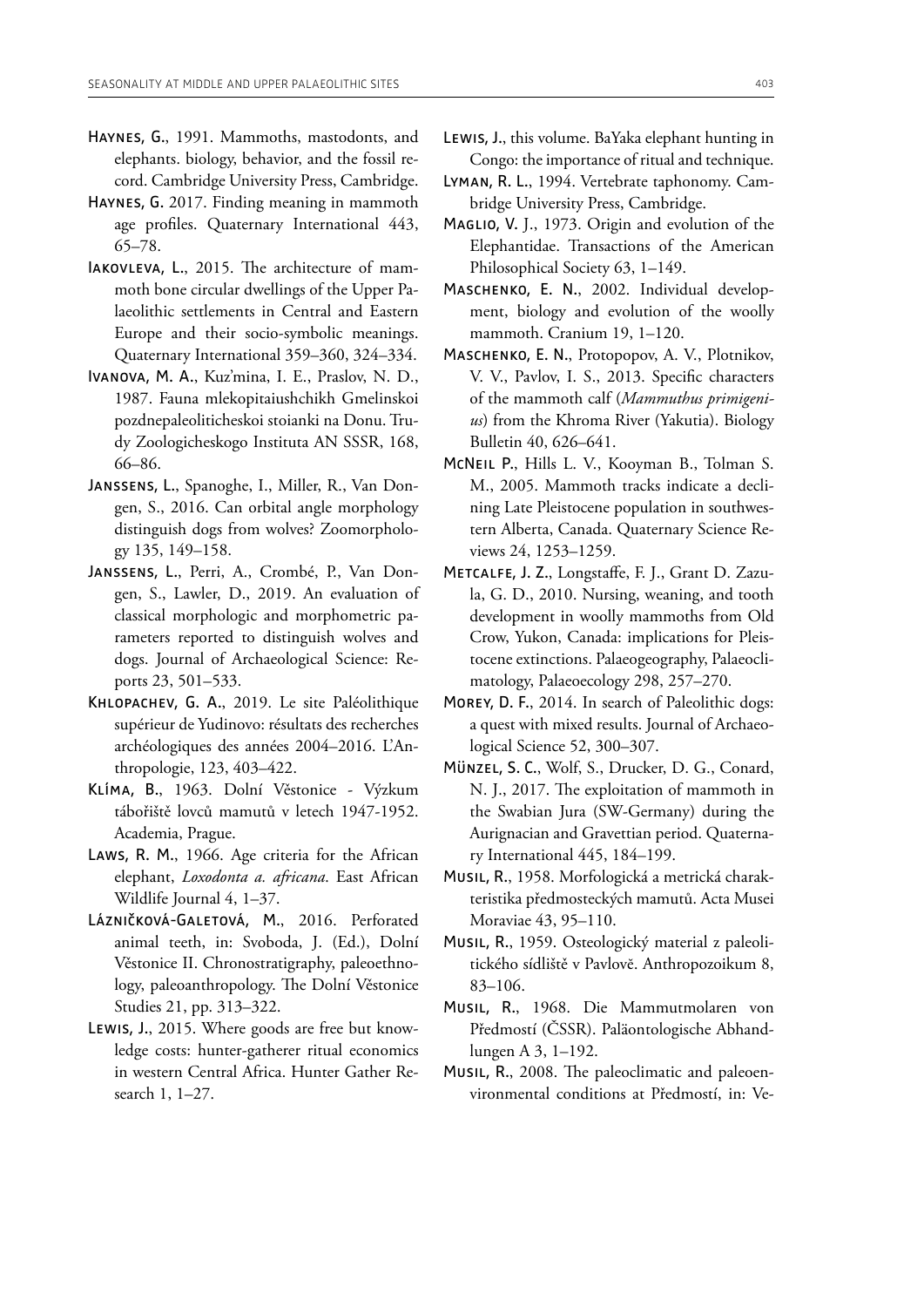Haynes, G., 1991. Mammoths, mastodonts, and elephants. biology, behavior, and the fossil record. Cambridge University Press, Cambridge.

Haynes, G. 2017. Finding meaning in mammoth age profiles. Quaternary International 443, 65–78.

Iakovleva, L., 2015. The architecture of mammoth bone circular dwellings of the Upper Palaeolithic settlements in Central and Eastern Europe and their socio-symbolic meanings. Quaternary International 359–360, 324–334.

Ivanova, M. A., Kuz'mina, I. E., Praslov, N. D., 1987. Fauna mlekopitaiushchikh Gmelinskoi pozdnepaleoliticheskoi stoianki na Donu. Trudy Zoologicheskogo Instituta AN SSSR, 168, 66–86.

Janssens, L., Spanoghe, I., Miller, R., Van Dongen, S., 2016. Can orbital angle morphology distinguish dogs from wolves? Zoomorphology 135, 149–158.

Janssens, L., Perri, A., Crombé, P., Van Dongen, S., Lawler, D., 2019. An evaluation of classical morphologic and morphometric parameters reported to distinguish wolves and dogs. Journal of Archaeological Science: Reports 23, 501–533.

Khlopachev, G. A., 2019. Le site Paléolithique supérieur de Yudinovo: résultats des recherches archéologiques des années 2004–2016. L'Anthropologie, 123, 403–422.

Klíma, B., 1963. Dolní Věstonice - Výzkum tábořiště lovců mamutů v letech 1947-1952. Academia, Prague.

Laws, R. M., 1966. Age criteria for the African elephant, *Loxodonta a. africana*. East African Wildlife Journal 4, 1–37.

Lázničková-Galetová, M., 2016. Perforated animal teeth, in: Svoboda, J. (Ed.), Dolní Věstonice II. Chronostratigraphy, paleoethnology, paleoanthropology. The Dolní Věstonice Studies 21, pp. 313–322.

Lewis, J., 2015. Where goods are free but knowledge costs: hunter-gatherer ritual economics in western Central Africa. Hunter Gather Research 1, 1–27.

Lewis, J., this volume. BaYaka elephant hunting in Congo: the importance of ritual and technique.

Lyman, R. L., 1994. Vertebrate taphonomy. Cambridge University Press, Cambridge.

Maglio, V. J., 1973. Origin and evolution of the Elephantidae. Transactions of the American Philosophical Society 63, 1–149.

Maschenko, E. N., 2002. Individual development, biology and evolution of the woolly mammoth. Cranium 19, 1–120.

Maschenko, E. N., Protopopov, A. V., Plotnikov, V. V., Pavlov, I. S., 2013. Specific characters of the mammoth calf (*Mammuthus primigenius*) from the Khroma River (Yakutia). Biology Bulletin 40, 626–641.

McNeil P., Hills L. V., Kooyman B., Tolman S. M., 2005. Mammoth tracks indicate a declining Late Pleistocene population in southwestern Alberta, Canada. Quaternary Science Reviews 24, 1253–1259.

Metcalfe, J. Z., Longstaffe, F. J., Grant D. Zazula, G. D., 2010. Nursing, weaning, and tooth development in woolly mammoths from Old Crow, Yukon, Canada: implications for Pleistocene extinctions. Palaeogeography, Palaeoclimatology, Palaeoecology 298, 257–270.

Morey, D. F., 2014. In search of Paleolithic dogs: a quest with mixed results. Journal of Archaeological Science 52, 300–307.

Münzel, S. C., Wolf, S., Drucker, D. G., Conard, N. J., 2017. The exploitation of mammoth in the Swabian Jura (SW-Germany) during the Aurignacian and Gravettian period. Quaternary International 445, 184–199.

Musil, R., 1958. Morfologická a metrická charakteristika předmosteckých mamutů. Acta Musei Moraviae 43, 95–110.

Musil, R., 1959. Osteologický material z paleolitického sídliště v Pavlově. Anthropozoikum 8, 83–106.

Musil, R., 1968. Die Mammutmolaren von Předmostí (ČSSR). Paläontologische Abhandlungen A 3, 1–192.

Musil, R., 2008. The paleoclimatic and paleoenvironmental conditions at Předmostí, in: Ve-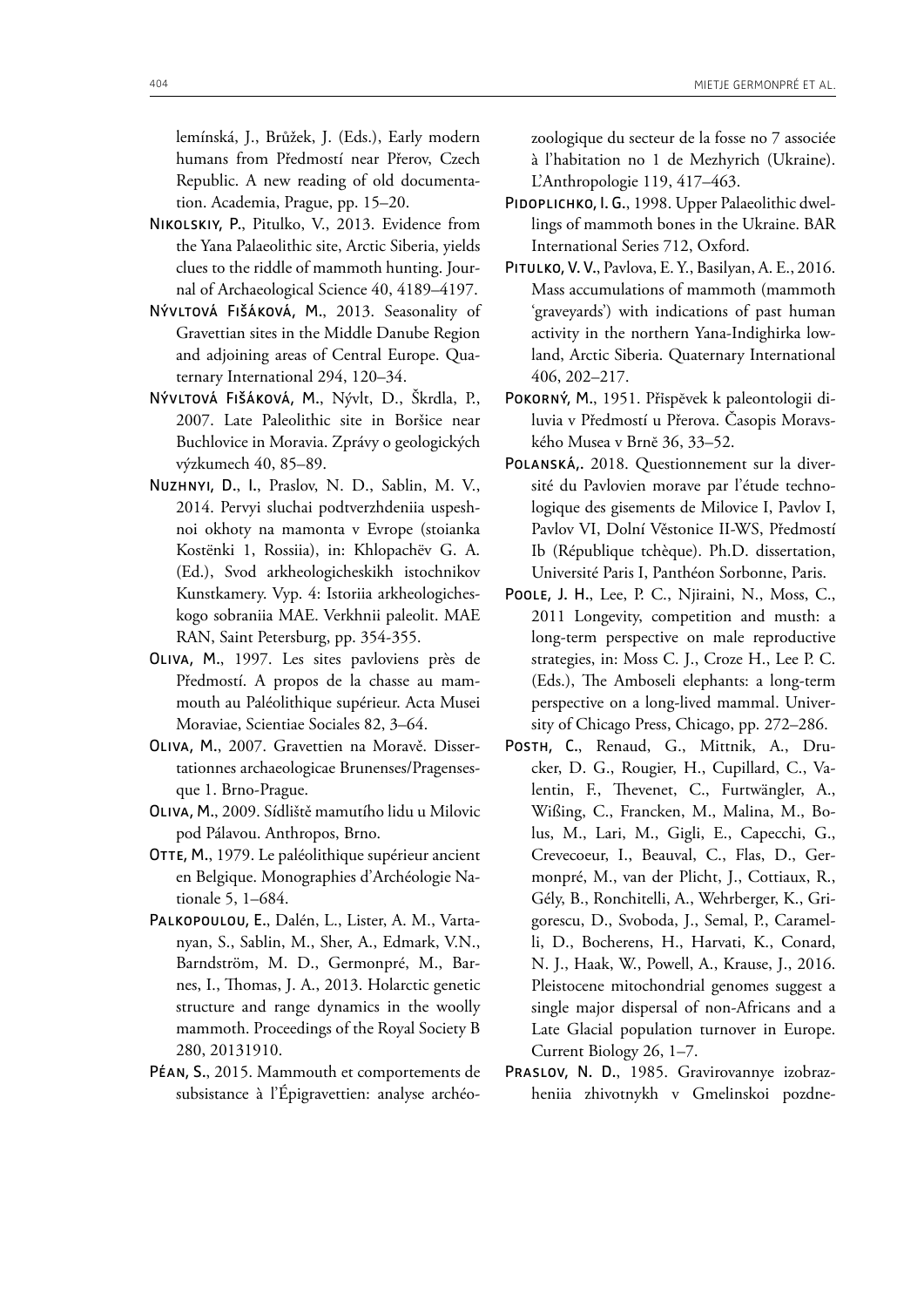lemínská, J., Brůžek, J. (Eds.), Early modern humans from Předmostí near Přerov, Czech Republic. A new reading of old documentation. Academia, Prague, pp. 15–20.

Nikolskiy, P., Pitulko, V., 2013. Evidence from the Yana Palaeolithic site, Arctic Siberia, yields clues to the riddle of mammoth hunting. Journal of Archaeological Science 40, 4189–4197.

Nývltová Fišáková, M., 2013. Seasonality of Gravettian sites in the Middle Danube Region and adjoining areas of Central Europe. Quaternary International 294, 120–34.

Nývltová Fišáková, M., Nývlt, D., Škrdla, P., 2007. Late Paleolithic site in Boršice near Buchlovice in Moravia. Zprávy o geologických výzkumech 40, 85–89.

Nuzhnyi, D., I., Praslov, N. D., Sablin, M. V., 2014. Pervyi sluchai podtverzhdeniia uspeshnoi okhoty na mamonta v Evrope (stoianka Kostënki 1, Rossiia), in: Khlopachëv G. A. (Ed.), Svod arkheologicheskikh istochnikov Kunstkamery. Vyp. 4: Istoriia arkheologicheskogo sobraniia MAE. Verkhnii paleolit. MAE RAN, Saint Petersburg, pp. 354-355.

Oliva, M., 1997. Les sites pavloviens près de Předmostí. A propos de la chasse au mammouth au Paléolithique supérieur. Acta Musei Moraviae, Scientiae Sociales 82, 3–64.

Oliva, M., 2007. Gravettien na Moravě. Dissertationnes archaeologicae Brunenses/Pragensesque 1. Brno-Prague.

Oliva, M., 2009. Sídliště mamutího lidu u Milovic pod Pálavou. Anthropos, Brno.

Otte, M., 1979. Le paléolithique supérieur ancient en Belgique. Monographies d'Archéologie Nationale 5, 1–684.

Palkopoulou, E., Dalén, L., Lister, A. M., Vartanyan, S., Sablin, M., Sher, A., Edmark, V.N., Barndström, M. D., Germonpré, M., Barnes, I., Thomas, J. A., 2013. Holarctic genetic structure and range dynamics in the woolly mammoth. Proceedings of the Royal Society B 280, 20131910.

Péan, S., 2015. Mammouth et comportements de subsistance à l'Épigravettien: analyse archéozoologique du secteur de la fosse no 7 associée à l'habitation no 1 de Mezhyrich (Ukraine). L'Anthropologie 119, 417–463.

Pidoplichko, I. G., 1998. Upper Palaeolithic dwellings of mammoth bones in the Ukraine. BAR International Series 712, Oxford.

Pitulko, V. V., Pavlova, E. Y., Basilyan, A. E., 2016. Mass accumulations of mammoth (mammoth 'graveyards') with indications of past human activity in the northern Yana-Indighirka lowland, Arctic Siberia. Quaternary International 406, 202–217.

Pokorný, M., 1951. Příspěvek k paleontologii diluvia v Předmostí u Přerova. Časopis Moravského Musea v Brně 36, 33–52.

Polanská,. 2018. Questionnement sur la diversité du Pavlovien morave par l'étude technologique des gisements de Milovice I, Pavlov I, Pavlov VI, Dolní Věstonice II-WS, Předmostí Ib (République tchèque). Ph.D. dissertation, Université Paris I, Panthéon Sorbonne, Paris.

Poole, J. H., Lee, P. C., Njiraini, N., Moss, C., 2011 Longevity, competition and musth: a long-term perspective on male reproductive strategies, in: Moss C. J., Croze H., Lee P. C. (Eds.), The Amboseli elephants: a long-term perspective on a long-lived mammal. University of Chicago Press, Chicago, pp. 272–286.

Posth, C., Renaud, G., Mittnik, A., Drucker, D. G., Rougier, H., Cupillard, C., Valentin, F., Thevenet, C., Furtwängler, A., Wißing, C., Francken, M., Malina, M., Bolus, M., Lari, M., Gigli, E., Capecchi, G., Crevecoeur, I., Beauval, C., Flas, D., Germonpré, M., van der Plicht, J., Cottiaux, R., Gély, B., Ronchitelli, A., Wehrberger, K., Grigorescu, D., Svoboda, J., Semal, P., Caramelli, D., Bocherens, H., Harvati, K., Conard, N. J., Haak, W., Powell, A., Krause, J., 2016. Pleistocene mitochondrial genomes suggest a single major dispersal of non-Africans and a Late Glacial population turnover in Europe. Current Biology 26, 1–7.

Praslov, N. D., 1985. Gravirovannye izobrazheniia zhivotnykh v Gmelinskoi pozdne-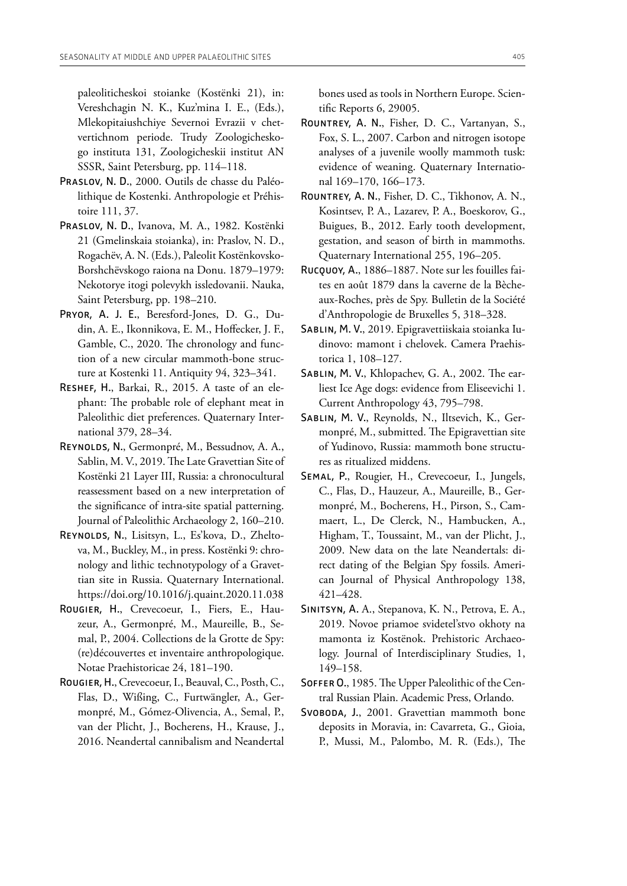paleoliticheskoi stoianke (Kostënki 21), in: Vereshchagin N. K., Kuz'mina I. E., (Eds.), Mlekopitaiushchiye Severnoi Evrazii v chetvertichnom periode. Trudy Zoologicheskogo instituta 131, Zoologicheskii institut AN SSSR, Saint Petersburg, pp. 114–118.

Praslov, N. D., 2000. Outils de chasse du Paléolithique de Kostenki. Anthropologie et Préhistoire 111, 37.

Praslov, N. D., Ivanova, M. A., 1982. Kostënki 21 (Gmelinskaia stoianka), in: Praslov, N. D., Rogachëv, A. N. (Eds.), Paleolit Kostënkovsko-Borshchëvskogo raiona na Donu. 1879–1979: Nekotorye itogi polevykh issledovanii. Nauka, Saint Petersburg, pp. 198–210.

Pryor, A. J. E., Beresford-Jones, D. G., Dudin, A. E., Ikonnikova, E. M., Hoffecker, J. F., Gamble, C., 2020. The chronology and function of a new circular mammoth-bone structure at Kostenki 11. Antiquity 94, 323–341.

Reshef, H., Barkai, R., 2015. A taste of an elephant: The probable role of elephant meat in Paleolithic diet preferences. Quaternary International 379, 28–34.

Reynolds, N., Germonpré, M., Bessudnov, A. A., Sablin, M. V., 2019. The Late Gravettian Site of Kostënki 21 Layer III, Russia: a chronocultural reassessment based on a new interpretation of the significance of intra-site spatial patterning. Journal of Paleolithic Archaeology 2, 160–210.

Reynolds, N., Lisitsyn, L., Es'kova, D., Zheltova, M., Buckley, M., in press. Kostënki 9: chronology and lithic technotypology of a Gravettian site in Russia. Quaternary International. https://doi.org/10.1016/j.quaint.2020.11.038

Rougier, H., Crevecoeur, I., Fiers, E., Hauzeur, A., Germonpré, M., Maureille, B., Semal, P., 2004. Collections de la Grotte de Spy: (re)découvertes et inventaire anthropologique. Notae Praehistoricae 24, 181–190.

Rougier, H., Crevecoeur, I., Beauval, C., Posth, C., Flas, D., Wißing, C., Furtwängler, A., Germonpré, M., Gómez-Olivencia, A., Semal, P., van der Plicht, J., Bocherens, H., Krause, J., 2016. Neandertal cannibalism and Neandertal bones used as tools in Northern Europe. Scientific Reports 6, 29005.

Rountrey, A. N., Fisher, D. C., Vartanyan, S., Fox, S. L., 2007. Carbon and nitrogen isotope analyses of a juvenile woolly mammoth tusk: evidence of weaning. Quaternary International 169–170, 166–173.

Rountrey, A. N., Fisher, D. C., Tikhonov, A. N., Kosintsev, P. A., Lazarev, P. A., Boeskorov, G., Buigues, B., 2012. Early tooth development, gestation, and season of birth in mammoths. Quaternary International 255, 196–205.

Rucquoy, A., 1886–1887. Note sur les fouilles faites en août 1879 dans la caverne de la Bècheaux-Roches, près de Spy. Bulletin de la Société d'Anthropologie de Bruxelles 5, 318–328.

Sablin, M. V., 2019. Epigravettiiskaia stoianka Iudinovo: mamont i chelovek. Camera Praehistorica 1, 108–127.

Sablin, M. V., Khlopachev, G. A., 2002. The earliest Ice Age dogs: evidence from Eliseevichi 1. Current Anthropology 43, 795–798.

Sablin, M. V., Reynolds, N., Iltsevich, K., Germonpré, M., submitted. The Epigravettian site of Yudinovo, Russia: mammoth bone structures as ritualized middens.

Semal, P., Rougier, H., Crevecoeur, I., Jungels, C., Flas, D., Hauzeur, A., Maureille, B., Germonpré, M., Bocherens, H., Pirson, S., Cammaert, L., De Clerck, N., Hambucken, A., Higham, T., Toussaint, M., van der Plicht, J., 2009. New data on the late Neandertals: direct dating of the Belgian Spy fossils. American Journal of Physical Anthropology 138, 421–428.

Sinitsyn, A. A., Stepanova, K. N., Petrova, E. A., 2019. Novoe priamoe svidetel'stvo okhoty na mamonta iz Kostënok. Prehistoric Archaeology. Journal of Interdisciplinary Studies, 1, 149–158.

Soffer O., 1985. The Upper Paleolithic of the Central Russian Plain. Academic Press, Orlando.

Svoboda, J., 2001. Gravettian mammoth bone deposits in Moravia, in: Cavarreta, G., Gioia, P., Mussi, M., Palombo, M. R. (Eds.), The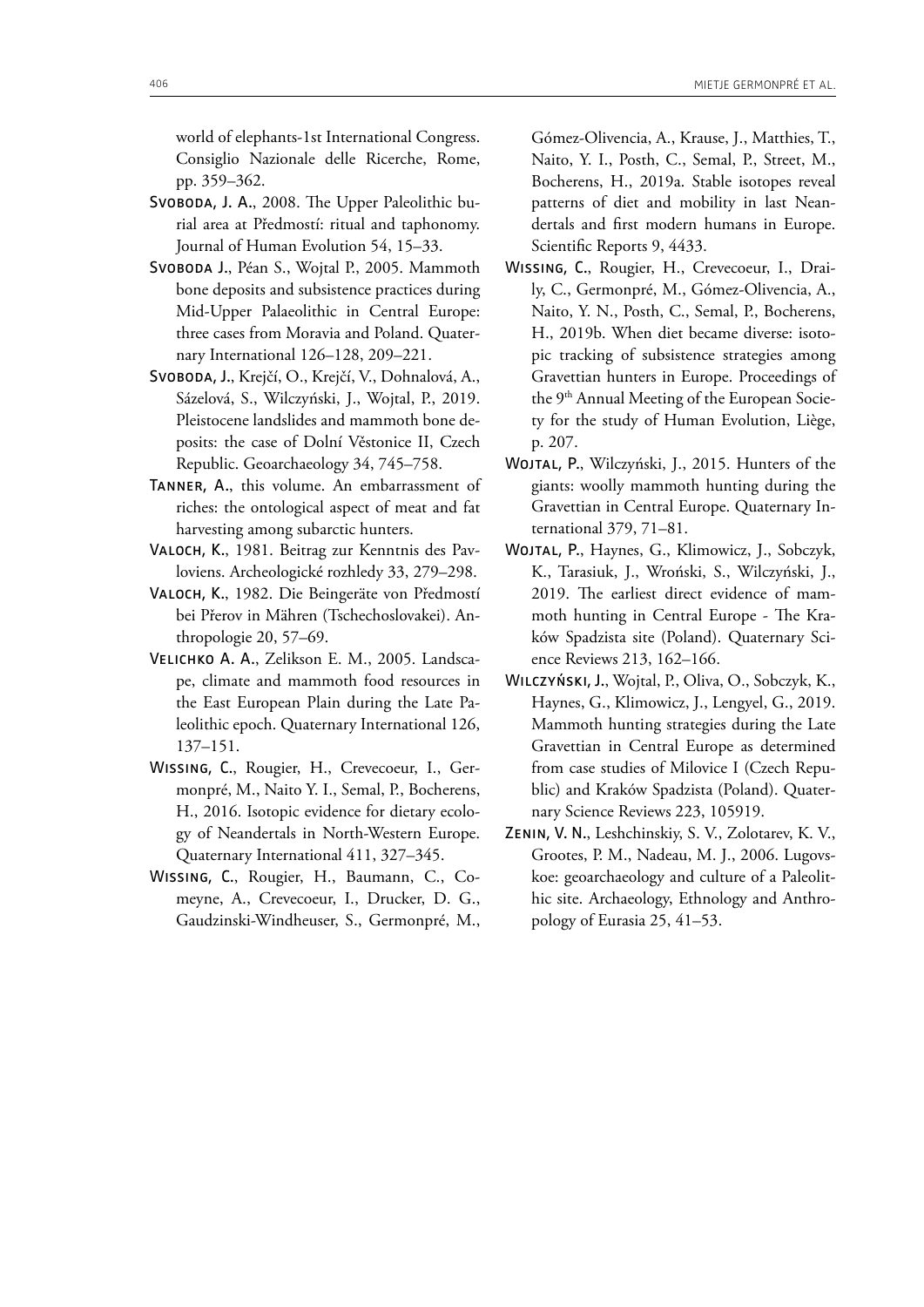world of elephants-1st International Congress. Consiglio Nazionale delle Ricerche, Rome, pp. 359–362.

Svoboda, J. A., 2008. The Upper Paleolithic burial area at Předmostí: ritual and taphonomy. Journal of Human Evolution 54, 15–33.

Svoboda J., Péan S., Wojtal P., 2005. Mammoth bone deposits and subsistence practices during Mid-Upper Palaeolithic in Central Europe: three cases from Moravia and Poland. Quaternary International 126–128, 209–221.

Svoboda, J., Krejčí, O., Krejčí, V., Dohnalová, A., Sázelová, S., Wilczyński, J., Wojtal, P., 2019. Pleistocene landslides and mammoth bone deposits: the case of Dolní Věstonice II, Czech Republic. Geoarchaeology 34, 745–758.

Tanner, A., this volume. An embarrassment of riches: the ontological aspect of meat and fat harvesting among subarctic hunters.

Valoch, K., 1981. Beitrag zur Kenntnis des Pavloviens. Archeologické rozhledy 33, 279–298.

Valoch, K., 1982. Die Beingeräte von Předmostí bei Přerov in Mähren (Tschechoslovakei). Anthropologie 20, 57–69.

Velichko A. A., Zelikson E. M., 2005. Landscape, climate and mammoth food resources in the East European Plain during the Late Paleolithic epoch. Quaternary International 126, 137–151.

Wissing, C., Rougier, H., Crevecoeur, I., Germonpré, M., Naito Y. I., Semal, P., Bocherens, H., 2016. Isotopic evidence for dietary ecology of Neandertals in North-Western Europe. Quaternary International 411, 327–345.

Wissing, C., Rougier, H., Baumann, C., Comeyne, A., Crevecoeur, I., Drucker, D. G., Gaudzinski-Windheuser, S., Germonpré, M., Gómez-Olivencia, A., Krause, J., Matthies, T., Naito, Y. I., Posth, C., Semal, P., Street, M., Bocherens, H., 2019a. Stable isotopes reveal patterns of diet and mobility in last Neandertals and first modern humans in Europe. Scientific Reports 9, 4433.

Wissing, C., Rougier, H., Crevecoeur, I., Draily, C., Germonpré, M., Gómez-Olivencia, A., Naito, Y. N., Posth, C., Semal, P., Bocherens, H., 2019b. When diet became diverse: isotopic tracking of subsistence strategies among Gravettian hunters in Europe. Proceedings of the 9th Annual Meeting of the European Society for the study of Human Evolution, Liège, p. 207.

Wojtal, P., Wilczyński, J., 2015. Hunters of the giants: woolly mammoth hunting during the Gravettian in Central Europe. Quaternary International 379, 71–81.

Wojtal, P., Haynes, G., Klimowicz, J., Sobczyk, K., Tarasiuk, J., Wroński, S., Wilczyński, J., 2019. The earliest direct evidence of mammoth hunting in Central Europe - The Kraków Spadzista site (Poland). Quaternary Science Reviews 213, 162–166.

Wilczyński, J., Wojtal, P., Oliva, O., Sobczyk, K., Haynes, G., Klimowicz, J., Lengyel, G., 2019. Mammoth hunting strategies during the Late Gravettian in Central Europe as determined from case studies of Milovice I (Czech Republic) and Kraków Spadzista (Poland). Quaternary Science Reviews 223, 105919.

Zenin, V. N., Leshchinskiy, S. V., Zolotarev, K. V., Grootes, P. M., Nadeau, M. J., 2006. Lugovskoe: geoarchaeology and culture of a Paleolithic site. Archaeology, Ethnology and Anthropology of Eurasia 25, 41–53.